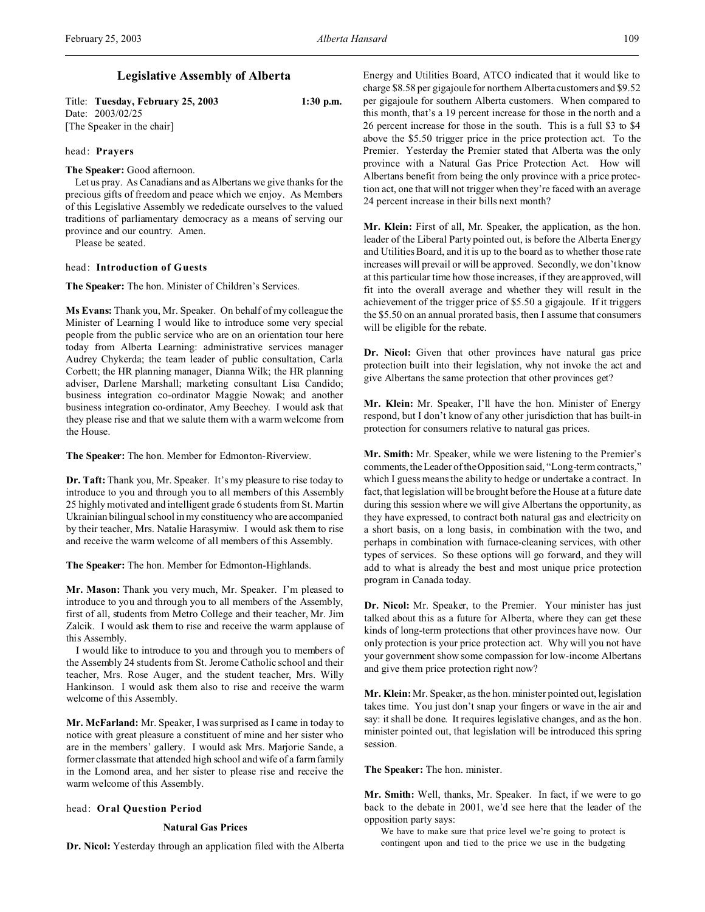# Legislative Assembly of Alberta

Title: **Tuesday, February 25, 2003** 1:30 p.m.
Date: 2003/02/25
[The Speaker in the chair]

head: **Prayers**

**The Speaker:** Good afternoon.

Let us pray. As Canadians and as Albertans we give thanks for the precious gifts of freedom and peace which we enjoy. As Members of this Legislative Assembly we rededicate ourselves to the valued traditions of parliamentary democracy as a means of serving our province and our country. Amen.

Please be seated.

head: **Introduction of Guests**

**The Speaker:** The hon. Minister of Children's Services.

**Ms Evans:** Thank you, Mr. Speaker. On behalf of my colleague the Minister of Learning I would like to introduce some very special people from the public service who are on an orientation tour here today from Alberta Learning: administrative services manager Audrey Chykerda; the team leader of public consultation, Carla Corbett; the HR planning manager, Dianna Wilk; the HR planning adviser, Darlene Marshall; marketing consultant Lisa Candido; business integration co-ordinator Maggie Nowak; and another business integration co-ordinator, Amy Beechey. I would ask that they please rise and that we salute them with a warm welcome from the House.

**The Speaker:** The hon. Member for Edmonton-Riverview.

**Dr. Taft:** Thank you, Mr. Speaker. It's my pleasure to rise today to introduce to you and through you to all members of this Assembly 25 highly motivated and intelligent grade 6 students from St. Martin Ukrainian bilingual school in my constituency who are accompanied by their teacher, Mrs. Natalie Harasymiw. I would ask them to rise and receive the warm welcome of all members of this Assembly.

**The Speaker:** The hon. Member for Edmonton-Highlands.

**Mr. Mason:** Thank you very much, Mr. Speaker. I'm pleased to introduce to you and through you to all members of the Assembly, first of all, students from Metro College and their teacher, Mr. Jim Zalcik. I would ask them to rise and receive the warm applause of this Assembly.

I would like to introduce to you and through you to members of the Assembly 24 students from St. Jerome Catholic school and their teacher, Mrs. Rose Auger, and the student teacher, Mrs. Willy Hankinson. I would ask them also to rise and receive the warm welcome of this Assembly.

**Mr. McFarland:** Mr. Speaker, I was surprised as I came in today to notice with great pleasure a constituent of mine and her sister who are in the members' gallery. I would ask Mrs. Marjorie Sande, a former classmate that attended high school and wife of a farm family in the Lomond area, and her sister to please rise and receive the warm welcome of this Assembly.

head: **Oral Question Period**

### Natural Gas Prices

**Dr. Nicol:** Yesterday through an application filed with the Alberta Energy and Utilities Board, ATCO indicated that it would like to charge $8.58 per gigajoule for northern Alberta customers and $9.52 per gigajoule for southern Alberta customers. When compared to this month, that's a 19 percent increase for those in the north and a 26 percent increase for those in the south. This is a full $3 to $4 above the $5.50 trigger price in the price protection act. To the Premier. Yesterday the Premier stated that Alberta was the only province with a Natural Gas Price Protection Act. How will Albertans benefit from being the only province with a price protection act, one that will not trigger when they're faced with an average 24 percent increase in their bills next month?

**Mr. Klein:** First of all, Mr. Speaker, the application, as the hon. leader of the Liberal Party pointed out, is before the Alberta Energy and Utilities Board, and it is up to the board as to whether those rate increases will prevail or will be approved. Secondly, we don't know at this particular time how those increases, if they are approved, will fit into the overall average and whether they will result in the achievement of the trigger price of $5.50 a gigajoule. If it triggers the $5.50 on an annual prorated basis, then I assume that consumers will be eligible for the rebate.

**Dr. Nicol:** Given that other provinces have natural gas price protection built into their legislation, why not invoke the act and give Albertans the same protection that other provinces get?

**Mr. Klein:** Mr. Speaker, I'll have the hon. Minister of Energy respond, but I don't know of any other jurisdiction that has built-in protection for consumers relative to natural gas prices.

**Mr. Smith:** Mr. Speaker, while we were listening to the Premier's comments, the Leader of the Opposition said, "Long-term contracts," which I guess means the ability to hedge or undertake a contract. In fact, that legislation will be brought before the House at a future date during this session where we will give Albertans the opportunity, as they have expressed, to contract both natural gas and electricity on a short basis, on a long basis, in combination with the two, and perhaps in combination with furnace-cleaning services, with other types of services. So these options will go forward, and they will add to what is already the best and most unique price protection program in Canada today.

**Dr. Nicol:** Mr. Speaker, to the Premier. Your minister has just talked about this as a future for Alberta, where they can get these kinds of long-term protections that other provinces have now. Our only protection is your price protection act. Why will you not have your government show some compassion for low-income Albertans and give them price protection right now?

**Mr. Klein:** Mr. Speaker, as the hon. minister pointed out, legislation takes time. You just don't snap your fingers or wave in the air and say: it shall be done. It requires legislative changes, and as the hon. minister pointed out, that legislation will be introduced this spring session.

**The Speaker:** The hon. minister.

**Mr. Smith:** Well, thanks, Mr. Speaker. In fact, if we were to go back to the debate in 2001, we'd see here that the leader of the opposition party says:

> We have to make sure that price level we're going to protect is contingent upon and tied to the price we use in the budgeting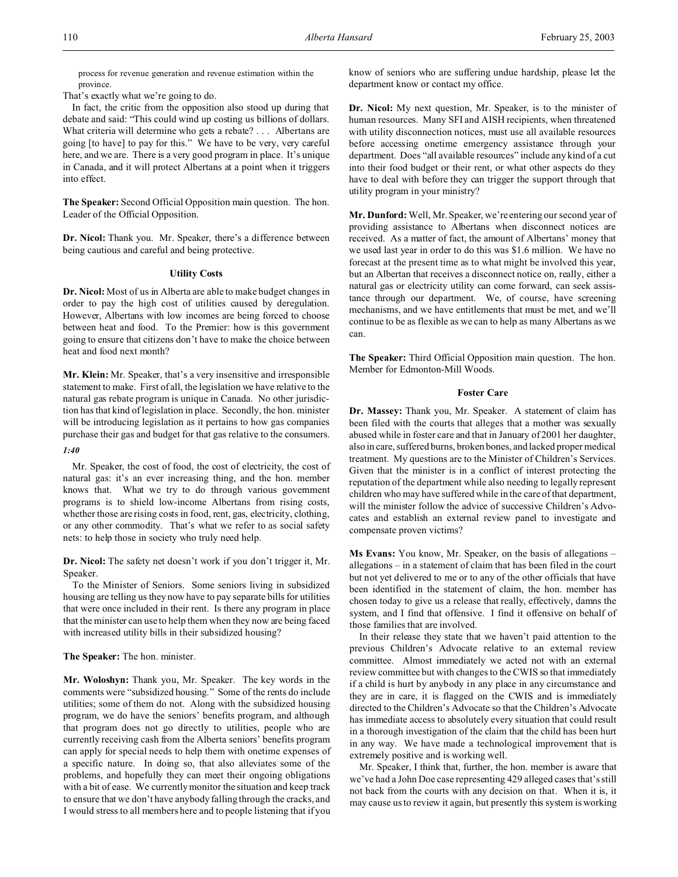process for revenue generation and revenue estimation within the province.

That's exactly what we're going to do.

In fact, the critic from the opposition also stood up during that debate and said: "This could wind up costing us billions of dollars. What criteria will determine who gets a rebate? . . . Albertans are going [to have] to pay for this." We have to be very, very careful here, and we are. There is a very good program in place. It's unique in Canada, and it will protect Albertans at a point when it triggers into effect.

**The Speaker:** Second Official Opposition main question. The hon. Leader of the Official Opposition.

**Dr. Nicol:** Thank you. Mr. Speaker, there's a difference between being cautious and careful and being protective.

### Utility Costs

**Dr. Nicol:** Most of us in Alberta are able to make budget changes in order to pay the high cost of utilities caused by deregulation. However, Albertans with low incomes are being forced to choose between heat and food. To the Premier: how is this government going to ensure that citizens don't have to make the choice between heat and food next month?

**Mr. Klein:** Mr. Speaker, that's a very insensitive and irresponsible statement to make. First of all, the legislation we have relative to the natural gas rebate program is unique in Canada. No other jurisdiction has that kind of legislation in place. Secondly, the hon. minister will be introducing legislation as it pertains to how gas companies purchase their gas and budget for that gas relative to the consumers.

*1:40*

Mr. Speaker, the cost of food, the cost of electricity, the cost of natural gas: it's an ever increasing thing, and the hon. member knows that. What we try to do through various government programs is to shield low-income Albertans from rising costs, whether those are rising costs in food, rent, gas, electricity, clothing, or any other commodity. That's what we refer to as social safety nets: to help those in society who truly need help.

**Dr. Nicol:** The safety net doesn't work if you don't trigger it, Mr. Speaker.

To the Minister of Seniors. Some seniors living in subsidized housing are telling us they now have to pay separate bills for utilities that were once included in their rent. Is there any program in place that the minister can use to help them when they now are being faced with increased utility bills in their subsidized housing?

**The Speaker:** The hon. minister.

**Mr. Woloshyn:** Thank you, Mr. Speaker. The key words in the comments were "subsidized housing." Some of the rents do include utilities; some of them do not. Along with the subsidized housing program, we do have the seniors' benefits program, and although that program does not go directly to utilities, people who are currently receiving cash from the Alberta seniors' benefits program can apply for special needs to help them with onetime expenses of a specific nature. In doing so, that also alleviates some of the problems, and hopefully they can meet their ongoing obligations with a bit of ease. We currently monitor the situation and keep track to ensure that we don't have anybody falling through the cracks, and I would stress to all members here and to people listening that if you know of seniors who are suffering undue hardship, please let the department know or contact my office.

**Dr. Nicol:** My next question, Mr. Speaker, is to the minister of human resources. Many SFI and AISH recipients, when threatened with utility disconnection notices, must use all available resources before accessing onetime emergency assistance through your department. Does "all available resources" include any kind of a cut into their food budget or their rent, or what other aspects do they have to deal with before they can trigger the support through that utility program in your ministry?

**Mr. Dunford:** Well, Mr. Speaker, we're entering our second year of providing assistance to Albertans when disconnect notices are received. As a matter of fact, the amount of Albertans' money that we used last year in order to do this was $1.6 million. We have no forecast at the present time as to what might be involved this year, but an Albertan that receives a disconnect notice on, really, either a natural gas or electricity utility can come forward, can seek assistance through our department. We, of course, have screening mechanisms, and we have entitlements that must be met, and we'll continue to be as flexible as we can to help as many Albertans as we can.

**The Speaker:** Third Official Opposition main question. The hon. Member for Edmonton-Mill Woods.

### Foster Care

**Dr. Massey:** Thank you, Mr. Speaker. A statement of claim has been filed with the courts that alleges that a mother was sexually abused while in foster care and that in January of 2001 her daughter, also in care, suffered burns, broken bones, and lacked proper medical treatment. My questions are to the Minister of Children's Services. Given that the minister is in a conflict of interest protecting the reputation of the department while also needing to legally represent children who may have suffered while in the care of that department, will the minister follow the advice of successive Children's Advocates and establish an external review panel to investigate and compensate proven victims?

**Ms Evans:** You know, Mr. Speaker, on the basis of allegations – allegations – in a statement of claim that has been filed in the court but not yet delivered to me or to any of the other officials that have been identified in the statement of claim, the hon. member has chosen today to give us a release that really, effectively, damns the system, and I find that offensive. I find it offensive on behalf of those families that are involved.

In their release they state that we haven't paid attention to the previous Children's Advocate relative to an external review committee. Almost immediately we acted not with an external review committee but with changes to the CWIS so that immediately if a child is hurt by anybody in any place in any circumstance and they are in care, it is flagged on the CWIS and is immediately directed to the Children's Advocate so that the Children's Advocate has immediate access to absolutely every situation that could result in a thorough investigation of the claim that the child has been hurt in any way. We have made a technological improvement that is extremely positive and is working well.

Mr. Speaker, I think that, further, the hon. member is aware that we've had a John Doe case representing 429 alleged cases that's still not back from the courts with any decision on that. When it is, it may cause us to review it again, but presently this system is working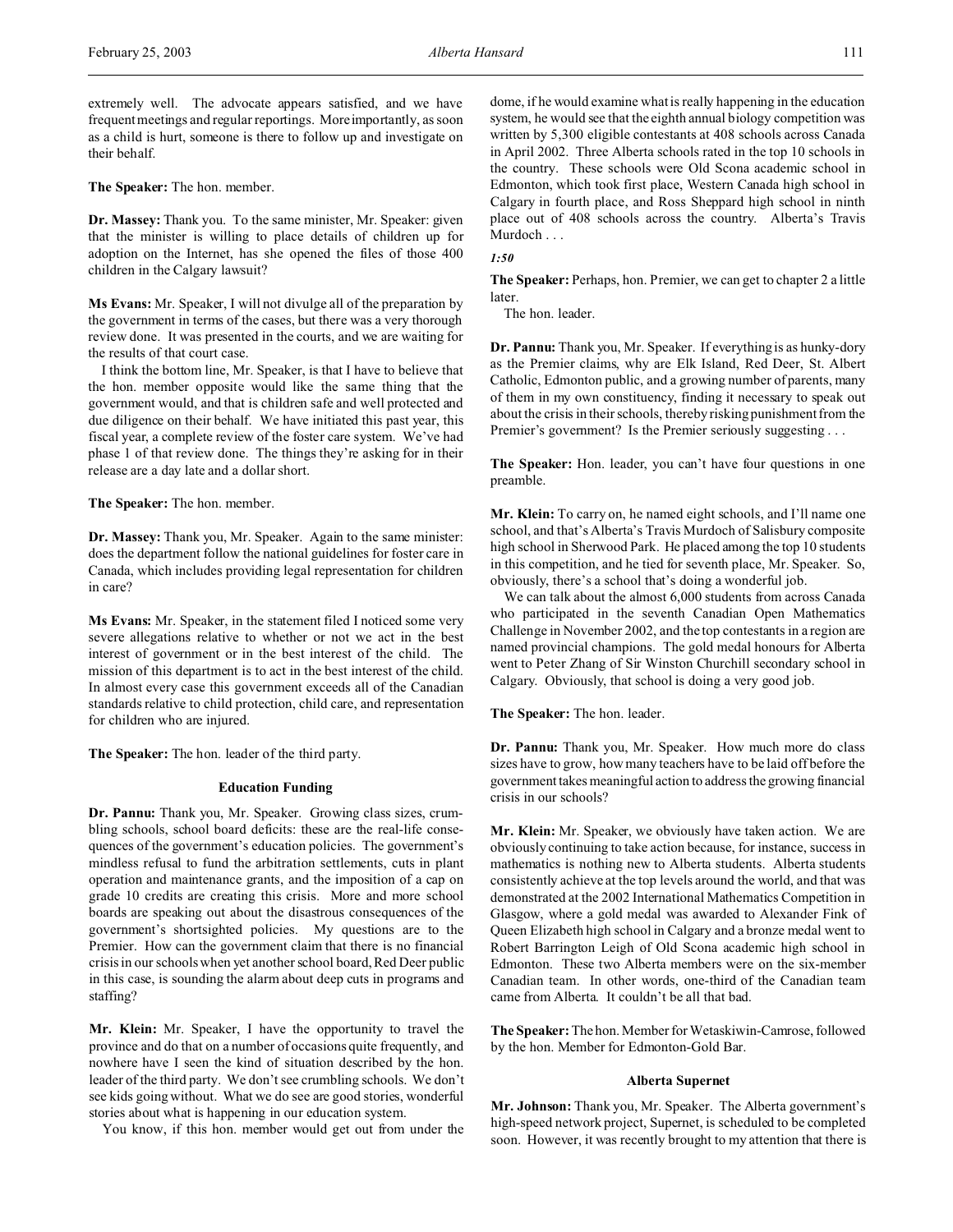extremely well. The advocate appears satisfied, and we have frequent meetings and regular reportings. More importantly, as soon as a child is hurt, someone is there to follow up and investigate on their behalf.

**The Speaker:** The hon. member.

**Dr. Massey:** Thank you. To the same minister, Mr. Speaker: given that the minister is willing to place details of children up for adoption on the Internet, has she opened the files of those 400 children in the Calgary lawsuit?

**Ms Evans:** Mr. Speaker, I will not divulge all of the preparation by the government in terms of the cases, but there was a very thorough review done. It was presented in the courts, and we are waiting for the results of that court case.

I think the bottom line, Mr. Speaker, is that I have to believe that the hon. member opposite would like the same thing that the government would, and that is children safe and well protected and due diligence on their behalf. We have initiated this past year, this fiscal year, a complete review of the foster care system. We've had phase 1 of that review done. The things they're asking for in their release are a day late and a dollar short.

**The Speaker:** The hon. member.

**Dr. Massey:** Thank you, Mr. Speaker. Again to the same minister: does the department follow the national guidelines for foster care in Canada, which includes providing legal representation for children in care?

**Ms Evans:** Mr. Speaker, in the statement filed I noticed some very severe allegations relative to whether or not we act in the best interest of government or in the best interest of the child. The mission of this department is to act in the best interest of the child. In almost every case this government exceeds all of the Canadian standards relative to child protection, child care, and representation for children who are injured.

**The Speaker:** The hon. leader of the third party.

### Education Funding

**Dr. Pannu:** Thank you, Mr. Speaker. Growing class sizes, crumbling schools, school board deficits: these are the real-life consequences of the government's education policies. The government's mindless refusal to fund the arbitration settlements, cuts in plant operation and maintenance grants, and the imposition of a cap on grade 10 credits are creating this crisis. More and more school boards are speaking out about the disastrous consequences of the government's shortsighted policies. My questions are to the Premier. How can the government claim that there is no financial crisis in our schools when yet another school board, Red Deer public in this case, is sounding the alarm about deep cuts in programs and staffing?

**Mr. Klein:** Mr. Speaker, I have the opportunity to travel the province and do that on a number of occasions quite frequently, and nowhere have I seen the kind of situation described by the hon. leader of the third party. We don't see crumbling schools. We don't see kids going without. What we do see are good stories, wonderful stories about what is happening in our education system.

You know, if this hon. member would get out from under the dome, if he would examine what is really happening in the education system, he would see that the eighth annual biology competition was written by 5,300 eligible contestants at 408 schools across Canada in April 2002. Three Alberta schools rated in the top 10 schools in the country. These schools were Old Scona academic school in Edmonton, which took first place, Western Canada high school in Calgary in fourth place, and Ross Sheppard high school in ninth place out of 408 schools across the country. Alberta's Travis Murdoch . . .

*1:50*

**The Speaker:** Perhaps, hon. Premier, we can get to chapter 2 a little later.

The hon. leader.

**Dr. Pannu:** Thank you, Mr. Speaker. If everything is as hunky-dory as the Premier claims, why are Elk Island, Red Deer, St. Albert Catholic, Edmonton public, and a growing number of parents, many of them in my own constituency, finding it necessary to speak out about the crisis in their schools, thereby risking punishment from the Premier's government? Is the Premier seriously suggesting . . .

**The Speaker:** Hon. leader, you can't have four questions in one preamble.

**Mr. Klein:** To carry on, he named eight schools, and I'll name one school, and that's Alberta's Travis Murdoch of Salisbury composite high school in Sherwood Park. He placed among the top 10 students in this competition, and he tied for seventh place, Mr. Speaker. So, obviously, there's a school that's doing a wonderful job.

We can talk about the almost 6,000 students from across Canada who participated in the seventh Canadian Open Mathematics Challenge in November 2002, and the top contestants in a region are named provincial champions. The gold medal honours for Alberta went to Peter Zhang of Sir Winston Churchill secondary school in Calgary. Obviously, that school is doing a very good job.

**The Speaker:** The hon. leader.

**Dr. Pannu:** Thank you, Mr. Speaker. How much more do class sizes have to grow, how many teachers have to be laid off before the government takes meaningful action to address the growing financial crisis in our schools?

**Mr. Klein:** Mr. Speaker, we obviously have taken action. We are obviously continuing to take action because, for instance, success in mathematics is nothing new to Alberta students. Alberta students consistently achieve at the top levels around the world, and that was demonstrated at the 2002 International Mathematics Competition in Glasgow, where a gold medal was awarded to Alexander Fink of Queen Elizabeth high school in Calgary and a bronze medal went to Robert Barrington Leigh of Old Scona academic high school in Edmonton. These two Alberta members were on the six-member Canadian team. In other words, one-third of the Canadian team came from Alberta. It couldn't be all that bad.

**The Speaker:** The hon. Member for Wetaskiwin-Camrose, followed by the hon. Member for Edmonton-Gold Bar.

### Alberta Supernet

**Mr. Johnson:** Thank you, Mr. Speaker. The Alberta government's high-speed network project, Supernet, is scheduled to be completed soon. However, it was recently brought to my attention that there is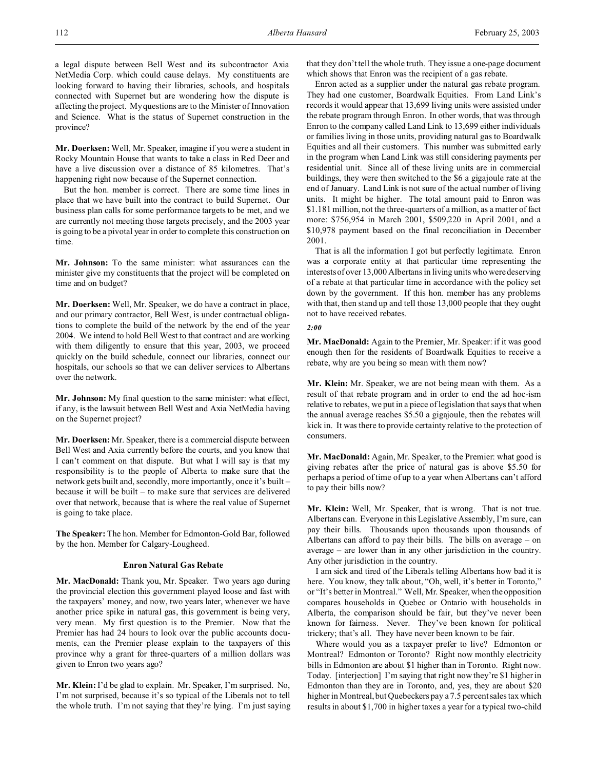a legal dispute between Bell West and its subcontractor Axia NetMedia Corp. which could cause delays. My constituents are looking forward to having their libraries, schools, and hospitals connected with Supernet but are wondering how the dispute is affecting the project. My questions are to the Minister of Innovation and Science. What is the status of Supernet construction in the province?

**Mr. Doerksen:** Well, Mr. Speaker, imagine if you were a student in Rocky Mountain House that wants to take a class in Red Deer and have a live discussion over a distance of 85 kilometres. That's happening right now because of the Supernet connection.

But the hon. member is correct. There are some time lines in place that we have built into the contract to build Supernet. Our business plan calls for some performance targets to be met, and we are currently not meeting those targets precisely, and the 2003 year is going to be a pivotal year in order to complete this construction on time.

**Mr. Johnson:** To the same minister: what assurances can the minister give my constituents that the project will be completed on time and on budget?

**Mr. Doerksen:** Well, Mr. Speaker, we do have a contract in place, and our primary contractor, Bell West, is under contractual obligations to complete the build of the network by the end of the year 2004. We intend to hold Bell West to that contract and are working with them diligently to ensure that this year, 2003, we proceed quickly on the build schedule, connect our libraries, connect our hospitals, our schools so that we can deliver services to Albertans over the network.

**Mr. Johnson:** My final question to the same minister: what effect, if any, is the lawsuit between Bell West and Axia NetMedia having on the Supernet project?

**Mr. Doerksen:** Mr. Speaker, there is a commercial dispute between Bell West and Axia currently before the courts, and you know that I can't comment on that dispute. But what I will say is that my responsibility is to the people of Alberta to make sure that the network gets built and, secondly, more importantly, once it's built – because it will be built – to make sure that services are delivered over that network, because that is where the real value of Supernet is going to take place.

**The Speaker:** The hon. Member for Edmonton-Gold Bar, followed by the hon. Member for Calgary-Lougheed.

### Enron Natural Gas Rebate

**Mr. MacDonald:** Thank you, Mr. Speaker. Two years ago during the provincial election this government played loose and fast with the taxpayers' money, and now, two years later, whenever we have another price spike in natural gas, this government is being very, very mean. My first question is to the Premier. Now that the Premier has had 24 hours to look over the public accounts documents, can the Premier please explain to the taxpayers of this province why a grant for three-quarters of a million dollars was given to Enron two years ago?

**Mr. Klein:** I'd be glad to explain. Mr. Speaker, I'm surprised. No, I'm not surprised, because it's so typical of the Liberals not to tell the whole truth. I'm not saying that they're lying. I'm just saying that they don't tell the whole truth. They issue a one-page document which shows that Enron was the recipient of a gas rebate.

Enron acted as a supplier under the natural gas rebate program. They had one customer, Boardwalk Equities. From Land Link's records it would appear that 13,699 living units were assisted under the rebate program through Enron. In other words, that was through Enron to the company called Land Link to 13,699 either individuals or families living in those units, providing natural gas to Boardwalk Equities and all their customers. This number was submitted early in the program when Land Link was still considering payments per residential unit. Since all of these living units are in commercial buildings, they were then switched to the $6 a gigajoule rate at the end of January. Land Link is not sure of the actual number of living units. It might be higher. The total amount paid to Enron was $1.181 million, not the three-quarters of a million, as a matter of fact more: $756,954 in March 2001, $509,220 in April 2001, and a $10,978 payment based on the final reconciliation in December 2001.

That is all the information I got but perfectly legitimate. Enron was a corporate entity at that particular time representing the interests of over 13,000 Albertans in living units who were deserving of a rebate at that particular time in accordance with the policy set down by the government. If this hon. member has any problems with that, then stand up and tell those 13,000 people that they ought not to have received rebates.

*2:00*

**Mr. MacDonald:** Again to the Premier, Mr. Speaker: if it was good enough then for the residents of Boardwalk Equities to receive a rebate, why are you being so mean with them now?

**Mr. Klein:** Mr. Speaker, we are not being mean with them. As a result of that rebate program and in order to end the ad hoc-ism relative to rebates, we put in a piece of legislation that says that when the annual average reaches $5.50 a gigajoule, then the rebates will kick in. It was there to provide certainty relative to the protection of consumers.

**Mr. MacDonald:** Again, Mr. Speaker, to the Premier: what good is giving rebates after the price of natural gas is above $5.50 for perhaps a period of time of up to a year when Albertans can't afford to pay their bills now?

**Mr. Klein:** Well, Mr. Speaker, that is wrong. That is not true. Albertans can. Everyone in this Legislative Assembly, I'm sure, can pay their bills. Thousands upon thousands upon thousands of Albertans can afford to pay their bills. The bills on average – on average – are lower than in any other jurisdiction in the country. Any other jurisdiction in the country.

I am sick and tired of the Liberals telling Albertans how bad it is here. You know, they talk about, "Oh, well, it's better in Toronto," or "It's better in Montreal." Well, Mr. Speaker, when the opposition compares households in Quebec or Ontario with households in Alberta, the comparison should be fair, but they've never been known for fairness. Never. They've been known for political trickery; that's all. They have never been known to be fair.

Where would you as a taxpayer prefer to live? Edmonton or Montreal? Edmonton or Toronto? Right now monthly electricity bills in Edmonton are about $1 higher than in Toronto. Right now. Today. [interjection] I'm saying that right now they're $1 higher in Edmonton than they are in Toronto, and, yes, they are about $20 higher in Montreal, but Quebeckers pay a 7.5 percent sales tax which results in about $1,700 in higher taxes a year for a typical two-child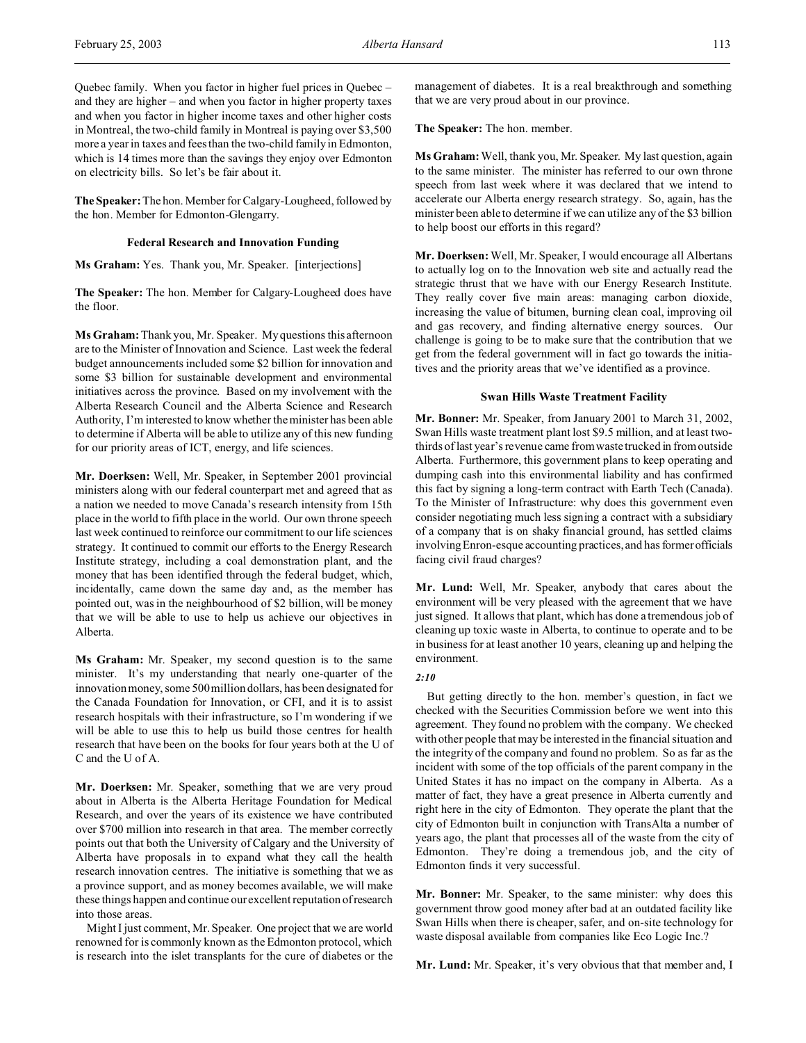Quebec family. When you factor in higher fuel prices in Quebec – and they are higher – and when you factor in higher property taxes and when you factor in higher income taxes and other higher costs in Montreal, the two-child family in Montreal is paying over $3,500 more a year in taxes and fees than the two-child family in Edmonton, which is 14 times more than the savings they enjoy over Edmonton on electricity bills. So let's be fair about it.

**The Speaker:** The hon. Member for Calgary-Lougheed, followed by the hon. Member for Edmonton-Glengarry.

### Federal Research and Innovation Funding

**Ms Graham:** Yes. Thank you, Mr. Speaker. [interjections]

**The Speaker:** The hon. Member for Calgary-Lougheed does have the floor.

**Ms Graham:** Thank you, Mr. Speaker. My questions this afternoon are to the Minister of Innovation and Science. Last week the federal budget announcements included some $2 billion for innovation and some $3 billion for sustainable development and environmental initiatives across the province. Based on my involvement with the Alberta Research Council and the Alberta Science and Research Authority, I'm interested to know whether the minister has been able to determine if Alberta will be able to utilize any of this new funding for our priority areas of ICT, energy, and life sciences.

**Mr. Doerksen:** Well, Mr. Speaker, in September 2001 provincial ministers along with our federal counterpart met and agreed that as a nation we needed to move Canada's research intensity from 15th place in the world to fifth place in the world. Our own throne speech last week continued to reinforce our commitment to our life sciences strategy. It continued to commit our efforts to the Energy Research Institute strategy, including a coal demonstration plant, and the money that has been identified through the federal budget, which, incidentally, came down the same day and, as the member has pointed out, was in the neighbourhood of $2 billion, will be money that we will be able to use to help us achieve our objectives in Alberta.

**Ms Graham:** Mr. Speaker, my second question is to the same minister. It's my understanding that nearly one-quarter of the innovation money, some 500 million dollars, has been designated for the Canada Foundation for Innovation, or CFI, and it is to assist research hospitals with their infrastructure, so I'm wondering if we will be able to use this to help us build those centres for health research that have been on the books for four years both at the U of C and the U of A.

**Mr. Doerksen:** Mr. Speaker, something that we are very proud about in Alberta is the Alberta Heritage Foundation for Medical Research, and over the years of its existence we have contributed over $700 million into research in that area. The member correctly points out that both the University of Calgary and the University of Alberta have proposals in to expand what they call the health research innovation centres. The initiative is something that we as a province support, and as money becomes available, we will make these things happen and continue our excellent reputation of research into those areas.

Might I just comment, Mr. Speaker. One project that we are world renowned for is commonly known as the Edmonton protocol, which is research into the islet transplants for the cure of diabetes or the management of diabetes. It is a real breakthrough and something that we are very proud about in our province.

**The Speaker:** The hon. member.

**Ms Graham:** Well, thank you, Mr. Speaker. My last question, again to the same minister. The minister has referred to our own throne speech from last week where it was declared that we intend to accelerate our Alberta energy research strategy. So, again, has the minister been able to determine if we can utilize any of the $3 billion to help boost our efforts in this regard?

**Mr. Doerksen:** Well, Mr. Speaker, I would encourage all Albertans to actually log on to the Innovation web site and actually read the strategic thrust that we have with our Energy Research Institute. They really cover five main areas: managing carbon dioxide, increasing the value of bitumen, burning clean coal, improving oil and gas recovery, and finding alternative energy sources. Our challenge is going to be to make sure that the contribution that we get from the federal government will in fact go towards the initiatives and the priority areas that we've identified as a province.

### Swan Hills Waste Treatment Facility

**Mr. Bonner:** Mr. Speaker, from January 2001 to March 31, 2002, Swan Hills waste treatment plant lost $9.5 million, and at least two-thirds of last year's revenue came from waste trucked in from outside Alberta. Furthermore, this government plans to keep operating and dumping cash into this environmental liability and has confirmed this fact by signing a long-term contract with Earth Tech (Canada). To the Minister of Infrastructure: why does this government even consider negotiating much less signing a contract with a subsidiary of a company that is on shaky financial ground, has settled claims involving Enron-esque accounting practices, and has former officials facing civil fraud charges?

**Mr. Lund:** Well, Mr. Speaker, anybody that cares about the environment will be very pleased with the agreement that we have just signed. It allows that plant, which has done a tremendous job of cleaning up toxic waste in Alberta, to continue to operate and to be in business for at least another 10 years, cleaning up and helping the environment.

*2:10*

But getting directly to the hon. member's question, in fact we checked with the Securities Commission before we went into this agreement. They found no problem with the company. We checked with other people that may be interested in the financial situation and the integrity of the company and found no problem. So as far as the incident with some of the top officials of the parent company in the United States it has no impact on the company in Alberta. As a matter of fact, they have a great presence in Alberta currently and right here in the city of Edmonton. They operate the plant that the city of Edmonton built in conjunction with TransAlta a number of years ago, the plant that processes all of the waste from the city of Edmonton. They're doing a tremendous job, and the city of Edmonton finds it very successful.

**Mr. Bonner:** Mr. Speaker, to the same minister: why does this government throw good money after bad at an outdated facility like Swan Hills when there is cheaper, safer, and on-site technology for waste disposal available from companies like Eco Logic Inc.?

**Mr. Lund:** Mr. Speaker, it's very obvious that that member and, I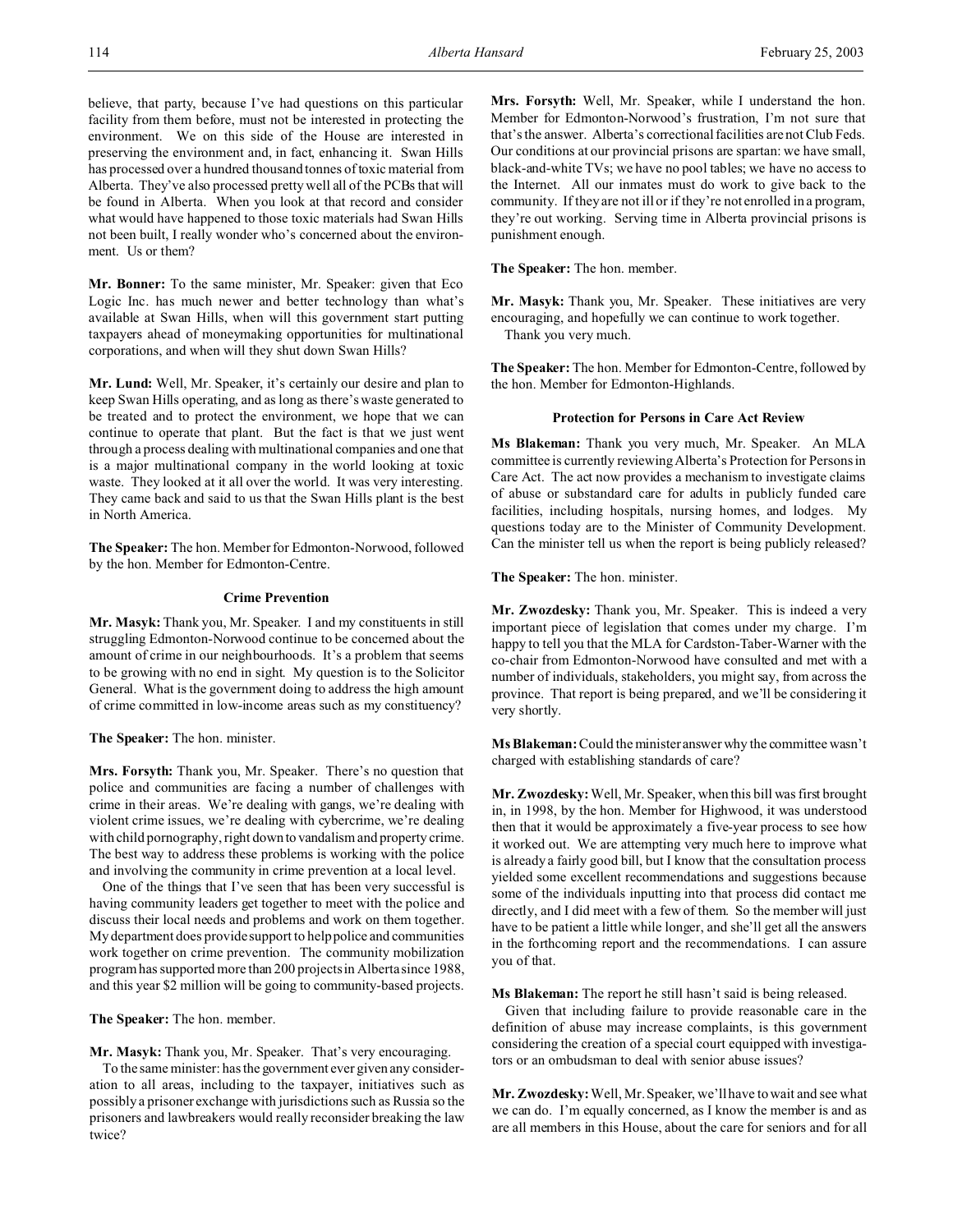believe, that party, because I've had questions on this particular facility from them before, must not be interested in protecting the environment. We on this side of the House are interested in preserving the environment and, in fact, enhancing it. Swan Hills has processed over a hundred thousand tonnes of toxic material from Alberta. They've also processed pretty well all of the PCBs that will be found in Alberta. When you look at that record and consider what would have happened to those toxic materials had Swan Hills not been built, I really wonder who's concerned about the environment. Us or them?

**Mr. Bonner:** To the same minister, Mr. Speaker: given that Eco Logic Inc. has much newer and better technology than what's available at Swan Hills, when will this government start putting taxpayers ahead of moneymaking opportunities for multinational corporations, and when will they shut down Swan Hills?

**Mr. Lund:** Well, Mr. Speaker, it's certainly our desire and plan to keep Swan Hills operating, and as long as there's waste generated to be treated and to protect the environment, we hope that we can continue to operate that plant. But the fact is that we just went through a process dealing with multinational companies and one that is a major multinational company in the world looking at toxic waste. They looked at it all over the world. It was very interesting. They came back and said to us that the Swan Hills plant is the best in North America.

**The Speaker:** The hon. Member for Edmonton-Norwood, followed by the hon. Member for Edmonton-Centre.

### Crime Prevention

**Mr. Masyk:** Thank you, Mr. Speaker. I and my constituents in still struggling Edmonton-Norwood continue to be concerned about the amount of crime in our neighbourhoods. It's a problem that seems to be growing with no end in sight. My question is to the Solicitor General. What is the government doing to address the high amount of crime committed in low-income areas such as my constituency?

**The Speaker:** The hon. minister.

**Mrs. Forsyth:** Thank you, Mr. Speaker. There's no question that police and communities are facing a number of challenges with crime in their areas. We're dealing with gangs, we're dealing with violent crime issues, we're dealing with cybercrime, we're dealing with child pornography, right down to vandalism and property crime. The best way to address these problems is working with the police and involving the community in crime prevention at a local level.

One of the things that I've seen that has been very successful is having community leaders get together to meet with the police and discuss their local needs and problems and work on them together. My department does provide support to help police and communities work together on crime prevention. The community mobilization program has supported more than 200 projects in Alberta since 1988, and this year $2 million will be going to community-based projects.

**The Speaker:** The hon. member.

**Mr. Masyk:** Thank you, Mr. Speaker. That's very encouraging.

To the same minister: has the government ever given any consideration to all areas, including to the taxpayer, initiatives such as possibly a prisoner exchange with jurisdictions such as Russia so the prisoners and lawbreakers would really reconsider breaking the law twice?

**Mrs. Forsyth:** Well, Mr. Speaker, while I understand the hon. Member for Edmonton-Norwood's frustration, I'm not sure that that's the answer. Alberta's correctional facilities are not Club Feds. Our conditions at our provincial prisons are spartan: we have small, black-and-white TVs; we have no pool tables; we have no access to the Internet. All our inmates must do work to give back to the community. If they are not ill or if they're not enrolled in a program, they're out working. Serving time in Alberta provincial prisons is punishment enough.

**The Speaker:** The hon. member.

**Mr. Masyk:** Thank you, Mr. Speaker. These initiatives are very encouraging, and hopefully we can continue to work together.

Thank you very much.

**The Speaker:** The hon. Member for Edmonton-Centre, followed by the hon. Member for Edmonton-Highlands.

### Protection for Persons in Care Act Review

**Ms Blakeman:** Thank you very much, Mr. Speaker. An MLA committee is currently reviewing Alberta's Protection for Persons in Care Act. The act now provides a mechanism to investigate claims of abuse or substandard care for adults in publicly funded care facilities, including hospitals, nursing homes, and lodges. My questions today are to the Minister of Community Development. Can the minister tell us when the report is being publicly released?

**The Speaker:** The hon. minister.

**Mr. Zwozdesky:** Thank you, Mr. Speaker. This is indeed a very important piece of legislation that comes under my charge. I'm happy to tell you that the MLA for Cardston-Taber-Warner with the co-chair from Edmonton-Norwood have consulted and met with a number of individuals, stakeholders, you might say, from across the province. That report is being prepared, and we'll be considering it very shortly.

**Ms Blakeman:** Could the minister answer why the committee wasn't charged with establishing standards of care?

**Mr. Zwozdesky:** Well, Mr. Speaker, when this bill was first brought in, in 1998, by the hon. Member for Highwood, it was understood then that it would be approximately a five-year process to see how it worked out. We are attempting very much here to improve what is already a fairly good bill, but I know that the consultation process yielded some excellent recommendations and suggestions because some of the individuals inputting into that process did contact me directly, and I did meet with a few of them. So the member will just have to be patient a little while longer, and she'll get all the answers in the forthcoming report and the recommendations. I can assure you of that.

**Ms Blakeman:** The report he still hasn't said is being released.

Given that including failure to provide reasonable care in the definition of abuse may increase complaints, is this government considering the creation of a special court equipped with investigators or an ombudsman to deal with senior abuse issues?

**Mr. Zwozdesky:** Well, Mr. Speaker, we'll have to wait and see what we can do. I'm equally concerned, as I know the member is and as are all members in this House, about the care for seniors and for all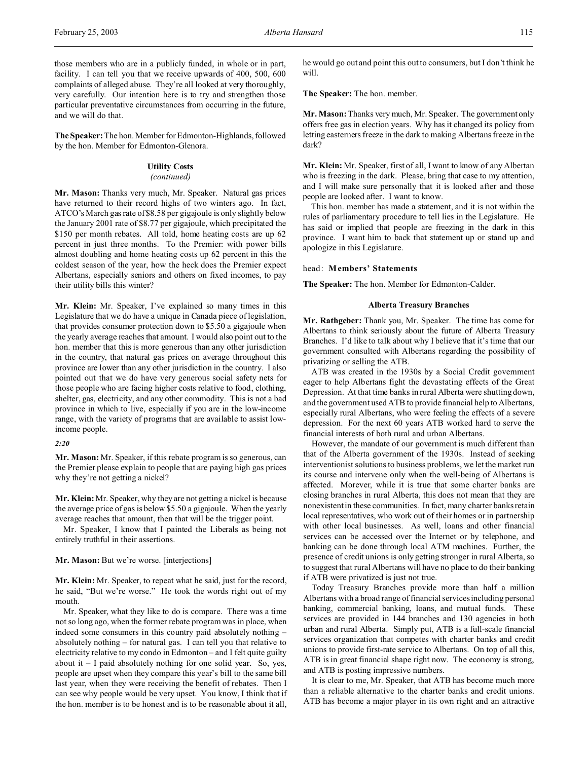those members who are in a publicly funded, in whole or in part, facility. I can tell you that we receive upwards of 400, 500, 600 complaints of alleged abuse. They're all looked at very thoroughly, very carefully. Our intention here is to try and strengthen those particular preventative circumstances from occurring in the future, and we will do that.

**The Speaker:** The hon. Member for Edmonton-Highlands, followed by the hon. Member for Edmonton-Glenora.

### Utility Costs
*(continued)*

**Mr. Mason:** Thanks very much, Mr. Speaker. Natural gas prices have returned to their record highs of two winters ago. In fact, ATCO's March gas rate of $8.58 per gigajoule is only slightly below the January 2001 rate of $8.77 per gigajoule, which precipitated the $150 per month rebates. All told, home heating costs are up 62 percent in just three months. To the Premier: with power bills almost doubling and home heating costs up 62 percent in this the coldest season of the year, how the heck does the Premier expect Albertans, especially seniors and others on fixed incomes, to pay their utility bills this winter?

**Mr. Klein:** Mr. Speaker, I've explained so many times in this Legislature that we do have a unique in Canada piece of legislation, that provides consumer protection down to $5.50 a gigajoule when the yearly average reaches that amount. I would also point out to the hon. member that this is more generous than any other jurisdiction in the country, that natural gas prices on average throughout this province are lower than any other jurisdiction in the country. I also pointed out that we do have very generous social safety nets for those people who are facing higher costs relative to food, clothing, shelter, gas, electricity, and any other commodity. This is not a bad province in which to live, especially if you are in the low-income range, with the variety of programs that are available to assist low-income people.

*2:20*

**Mr. Mason:** Mr. Speaker, if this rebate program is so generous, can the Premier please explain to people that are paying high gas prices why they're not getting a nickel?

**Mr. Klein:** Mr. Speaker, why they are not getting a nickel is because the average price of gas is below $5.50 a gigajoule. When the yearly average reaches that amount, then that will be the trigger point.

Mr. Speaker, I know that I painted the Liberals as being not entirely truthful in their assertions.

**Mr. Mason:** But we're worse. [interjections]

**Mr. Klein:** Mr. Speaker, to repeat what he said, just for the record, he said, "But we're worse." He took the words right out of my mouth.

Mr. Speaker, what they like to do is compare. There was a time not so long ago, when the former rebate program was in place, when indeed some consumers in this country paid absolutely nothing – absolutely nothing – for natural gas. I can tell you that relative to electricity relative to my condo in Edmonton – and I felt quite guilty about it – I paid absolutely nothing for one solid year. So, yes, people are upset when they compare this year's bill to the same bill last year, when they were receiving the benefit of rebates. Then I can see why people would be very upset. You know, I think that if the hon. member is to be honest and is to be reasonable about it all, he would go out and point this out to consumers, but I don't think he will.

**The Speaker:** The hon. member.

**Mr. Mason:** Thanks very much, Mr. Speaker. The government only offers free gas in election years. Why has it changed its policy from letting easterners freeze in the dark to making Albertans freeze in the dark?

**Mr. Klein:** Mr. Speaker, first of all, I want to know of any Albertan who is freezing in the dark. Please, bring that case to my attention, and I will make sure personally that it is looked after and those people are looked after. I want to know.

This hon. member has made a statement, and it is not within the rules of parliamentary procedure to tell lies in the Legislature. He has said or implied that people are freezing in the dark in this province. I want him to back that statement up or stand up and apologize in this Legislature.

head: **Members' Statements**

**The Speaker:** The hon. Member for Edmonton-Calder.

### Alberta Treasury Branches

**Mr. Rathgeber:** Thank you, Mr. Speaker. The time has come for Albertans to think seriously about the future of Alberta Treasury Branches. I'd like to talk about why I believe that it's time that our government consulted with Albertans regarding the possibility of privatizing or selling the ATB.

ATB was created in the 1930s by a Social Credit government eager to help Albertans fight the devastating effects of the Great Depression. At that time banks in rural Alberta were shutting down, and the government used ATB to provide financial help to Albertans, especially rural Albertans, who were feeling the effects of a severe depression. For the next 60 years ATB worked hard to serve the financial interests of both rural and urban Albertans.

However, the mandate of our government is much different than that of the Alberta government of the 1930s. Instead of seeking interventionist solutions to business problems, we let the market run its course and intervene only when the well-being of Albertans is affected. Morever, while it is true that some charter banks are closing branches in rural Alberta, this does not mean that they are nonexistent in these communities. In fact, many charter banks retain local representatives, who work out of their homes or in partnership with other local businesses. As well, loans and other financial services can be accessed over the Internet or by telephone, and banking can be done through local ATM machines. Further, the presence of credit unions is only getting stronger in rural Alberta, so to suggest that rural Albertans will have no place to do their banking if ATB were privatized is just not true.

Today Treasury Branches provide more than half a million Albertans with a broad range of financial services including personal banking, commercial banking, loans, and mutual funds. These services are provided in 144 branches and 130 agencies in both urban and rural Alberta. Simply put, ATB is a full-scale financial services organization that competes with charter banks and credit unions to provide first-rate service to Albertans. On top of all this, ATB is in great financial shape right now. The economy is strong, and ATB is posting impressive numbers.

It is clear to me, Mr. Speaker, that ATB has become much more than a reliable alternative to the charter banks and credit unions. ATB has become a major player in its own right and an attractive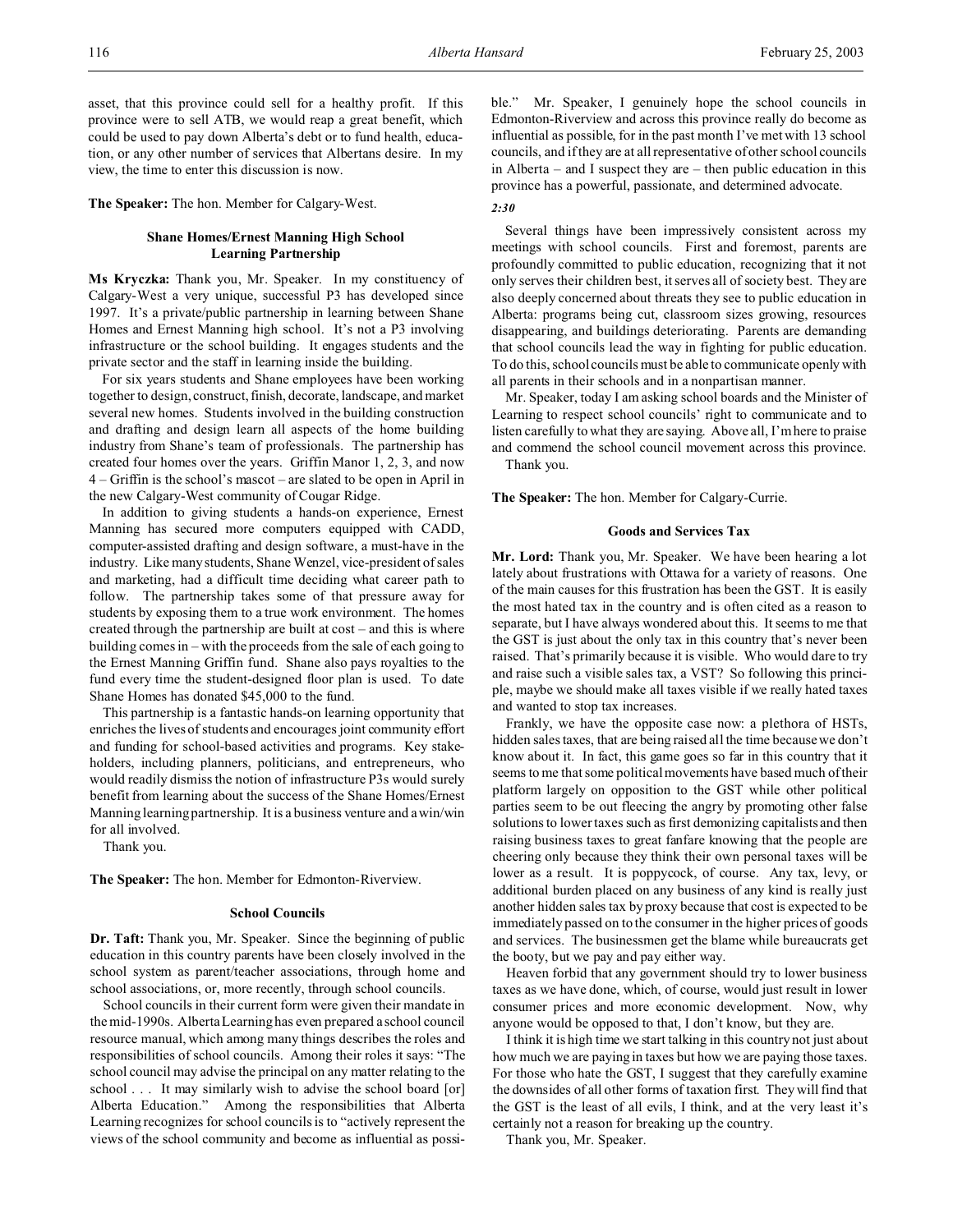asset, that this province could sell for a healthy profit. If this province were to sell ATB, we would reap a great benefit, which could be used to pay down Alberta's debt or to fund health, education, or any other number of services that Albertans desire. In my view, the time to enter this discussion is now.

**The Speaker:** The hon. Member for Calgary-West.

### Shane Homes/Ernest Manning High School Learning Partnership

**Ms Kryczka:** Thank you, Mr. Speaker. In my constituency of Calgary-West a very unique, successful P3 has developed since 1997. It's a private/public partnership in learning between Shane Homes and Ernest Manning high school. It's not a P3 involving infrastructure or the school building. It engages students and the private sector and the staff in learning inside the building.

For six years students and Shane employees have been working together to design, construct, finish, decorate, landscape, and market several new homes. Students involved in the building construction and drafting and design learn all aspects of the home building industry from Shane's team of professionals. The partnership has created four homes over the years. Griffin Manor 1, 2, 3, and now 4 – Griffin is the school's mascot – are slated to be open in April in the new Calgary-West community of Cougar Ridge.

In addition to giving students a hands-on experience, Ernest Manning has secured more computers equipped with CADD, computer-assisted drafting and design software, a must-have in the industry. Like many students, Shane Wenzel, vice-president of sales and marketing, had a difficult time deciding what career path to follow. The partnership takes some of that pressure away for students by exposing them to a true work environment. The homes created through the partnership are built at cost – and this is where building comes in – with the proceeds from the sale of each going to the Ernest Manning Griffin fund. Shane also pays royalties to the fund every time the student-designed floor plan is used. To date Shane Homes has donated $45,000 to the fund.

This partnership is a fantastic hands-on learning opportunity that enriches the lives of students and encourages joint community effort and funding for school-based activities and programs. Key stakeholders, including planners, politicians, and entrepreneurs, who would readily dismiss the notion of infrastructure P3s would surely benefit from learning about the success of the Shane Homes/Ernest Manning learning partnership. It is a business venture and a win/win for all involved.

Thank you.

**The Speaker:** The hon. Member for Edmonton-Riverview.

### School Councils

**Dr. Taft:** Thank you, Mr. Speaker. Since the beginning of public education in this country parents have been closely involved in the school system as parent/teacher associations, through home and school associations, or, more recently, through school councils.

School councils in their current form were given their mandate in the mid-1990s. Alberta Learning has even prepared a school council resource manual, which among many things describes the roles and responsibilities of school councils. Among their roles it says: "The school council may advise the principal on any matter relating to the school . . . It may similarly wish to advise the school board [or] Alberta Education." Among the responsibilities that Alberta Learning recognizes for school councils is to "actively represent the views of the school community and become as influential as possible." Mr. Speaker, I genuinely hope the school councils in Edmonton-Riverview and across this province really do become as influential as possible, for in the past month I've met with 13 school councils, and if they are at all representative of other school councils in Alberta – and I suspect they are – then public education in this province has a powerful, passionate, and determined advocate.

*2:30*

Several things have been impressively consistent across my meetings with school councils. First and foremost, parents are profoundly committed to public education, recognizing that it not only serves their children best, it serves all of society best. They are also deeply concerned about threats they see to public education in Alberta: programs being cut, classroom sizes growing, resources disappearing, and buildings deteriorating. Parents are demanding that school councils lead the way in fighting for public education. To do this, school councils must be able to communicate openly with all parents in their schools and in a nonpartisan manner.

Mr. Speaker, today I am asking school boards and the Minister of Learning to respect school councils' right to communicate and to listen carefully to what they are saying. Above all, I'm here to praise and commend the school council movement across this province.

Thank you.

**The Speaker:** The hon. Member for Calgary-Currie.

### Goods and Services Tax

**Mr. Lord:** Thank you, Mr. Speaker. We have been hearing a lot lately about frustrations with Ottawa for a variety of reasons. One of the main causes for this frustration has been the GST. It is easily the most hated tax in the country and is often cited as a reason to separate, but I have always wondered about this. It seems to me that the GST is just about the only tax in this country that's never been raised. That's primarily because it is visible. Who would dare to try and raise such a visible sales tax, a VST? So following this principle, maybe we should make all taxes visible if we really hated taxes and wanted to stop tax increases.

Frankly, we have the opposite case now: a plethora of HSTs, hidden sales taxes, that are being raised all the time because we don't know about it. In fact, this game goes so far in this country that it seems to me that some political movements have based much of their platform largely on opposition to the GST while other political parties seem to be out fleecing the angry by promoting other false solutions to lower taxes such as first demonizing capitalists and then raising business taxes to great fanfare knowing that the people are cheering only because they think their own personal taxes will be lower as a result. It is poppycock, of course. Any tax, levy, or additional burden placed on any business of any kind is really just another hidden sales tax by proxy because that cost is expected to be immediately passed on to the consumer in the higher prices of goods and services. The businessmen get the blame while bureaucrats get the booty, but we pay and pay either way.

Heaven forbid that any government should try to lower business taxes as we have done, which, of course, would just result in lower consumer prices and more economic development. Now, why anyone would be opposed to that, I don't know, but they are.

I think it is high time we start talking in this country not just about how much we are paying in taxes but how we are paying those taxes. For those who hate the GST, I suggest that they carefully examine the downsides of all other forms of taxation first. They will find that the GST is the least of all evils, I think, and at the very least it's certainly not a reason for breaking up the country.

Thank you, Mr. Speaker.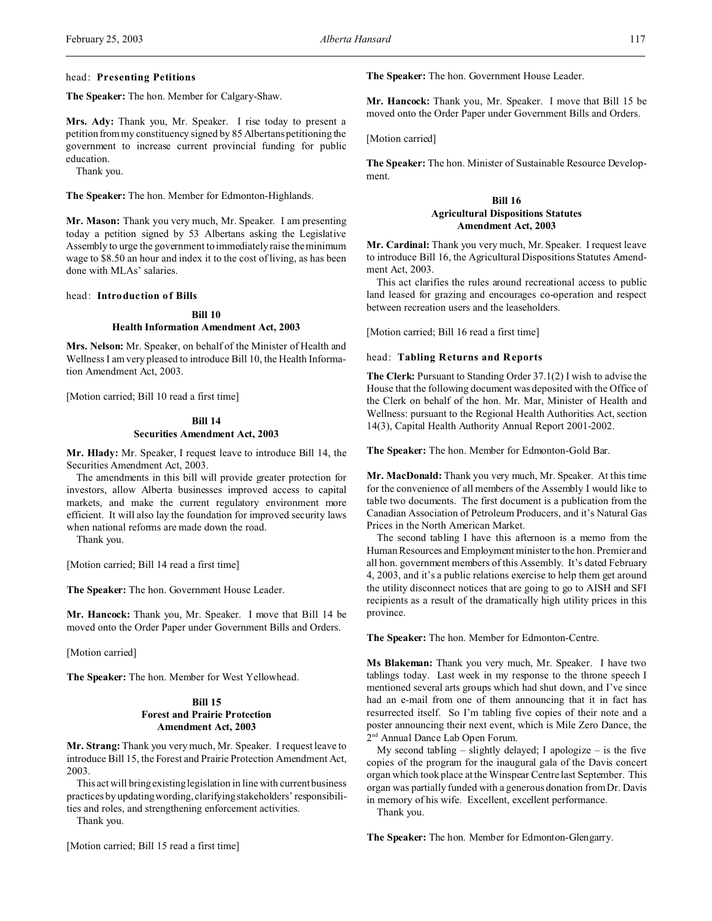head: **Presenting Petitions**

**The Speaker:** The hon. Member for Calgary-Shaw.

**Mrs. Ady:** Thank you, Mr. Speaker. I rise today to present a petition from my constituency signed by 85 Albertans petitioning the government to increase current provincial funding for public education.

Thank you.

**The Speaker:** The hon. Member for Edmonton-Highlands.

**Mr. Mason:** Thank you very much, Mr. Speaker. I am presenting today a petition signed by 53 Albertans asking the Legislative Assembly to urge the government to immediately raise the minimum wage to $8.50 an hour and index it to the cost of living, as has been done with MLAs' salaries.

head: **Introduction of Bills**

**Bill 10**
**Health Information Amendment Act, 2003**

**Mrs. Nelson:** Mr. Speaker, on behalf of the Minister of Health and Wellness I am very pleased to introduce Bill 10, the Health Information Amendment Act, 2003.

[Motion carried; Bill 10 read a first time]

**Bill 14**
**Securities Amendment Act, 2003**

**Mr. Hlady:** Mr. Speaker, I request leave to introduce Bill 14, the Securities Amendment Act, 2003.

The amendments in this bill will provide greater protection for investors, allow Alberta businesses improved access to capital markets, and make the current regulatory environment more efficient. It will also lay the foundation for improved security laws when national reforms are made down the road.

Thank you.

[Motion carried; Bill 14 read a first time]

**The Speaker:** The hon. Government House Leader.

**Mr. Hancock:** Thank you, Mr. Speaker. I move that Bill 14 be moved onto the Order Paper under Government Bills and Orders.

[Motion carried]

**The Speaker:** The hon. Member for West Yellowhead.

**Bill 15**
**Forest and Prairie Protection Amendment Act, 2003**

**Mr. Strang:** Thank you very much, Mr. Speaker. I request leave to introduce Bill 15, the Forest and Prairie Protection Amendment Act, 2003.

This act will bring existing legislation in line with current business practices by updating wording, clarifying stakeholders' responsibilities and roles, and strengthening enforcement activities.

Thank you.

[Motion carried; Bill 15 read a first time]

**The Speaker:** The hon. Government House Leader.

**Mr. Hancock:** Thank you, Mr. Speaker. I move that Bill 15 be moved onto the Order Paper under Government Bills and Orders.

[Motion carried]

**The Speaker:** The hon. Minister of Sustainable Resource Development.

**Bill 16**
**Agricultural Dispositions Statutes Amendment Act, 2003**

**Mr. Cardinal:** Thank you very much, Mr. Speaker. I request leave to introduce Bill 16, the Agricultural Dispositions Statutes Amendment Act, 2003.

This act clarifies the rules around recreational access to public land leased for grazing and encourages co-operation and respect between recreation users and the leaseholders.

[Motion carried; Bill 16 read a first time]

head: **Tabling Returns and Reports**

**The Clerk:** Pursuant to Standing Order 37.1(2) I wish to advise the House that the following document was deposited with the Office of the Clerk on behalf of the hon. Mr. Mar, Minister of Health and Wellness: pursuant to the Regional Health Authorities Act, section 14(3), Capital Health Authority Annual Report 2001-2002.

**The Speaker:** The hon. Member for Edmonton-Gold Bar.

**Mr. MacDonald:** Thank you very much, Mr. Speaker. At this time for the convenience of all members of the Assembly I would like to table two documents. The first document is a publication from the Canadian Association of Petroleum Producers, and it's Natural Gas Prices in the North American Market.

The second tabling I have this afternoon is a memo from the Human Resources and Employment minister to the hon. Premier and all hon. government members of this Assembly. It's dated February 4, 2003, and it's a public relations exercise to help them get around the utility disconnect notices that are going to go to AISH and SFI recipients as a result of the dramatically high utility prices in this province.

**The Speaker:** The hon. Member for Edmonton-Centre.

**Ms Blakeman:** Thank you very much, Mr. Speaker. I have two tablings today. Last week in my response to the throne speech I mentioned several arts groups which had shut down, and I've since had an e-mail from one of them announcing that it in fact has resurrected itself. So I'm tabling five copies of their note and a poster announcing their next event, which is Mile Zero Dance, the 2nd Annual Dance Lab Open Forum.

My second tabling – slightly delayed; I apologize – is the five copies of the program for the inaugural gala of the Davis concert organ which took place at the Winspear Centre last September. This organ was partially funded with a generous donation from Dr. Davis in memory of his wife. Excellent, excellent performance.

Thank you.

**The Speaker:** The hon. Member for Edmonton-Glengarry.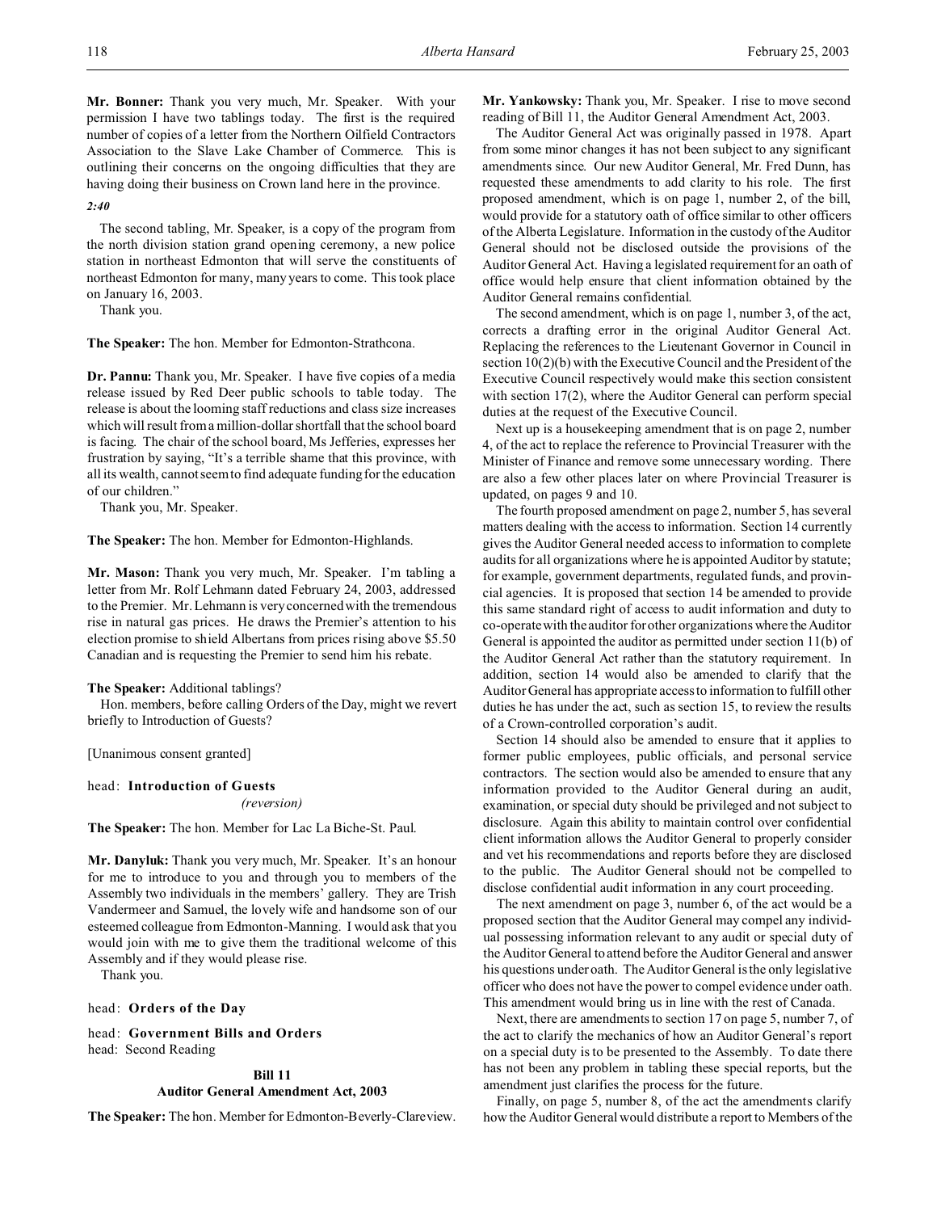**Mr. Bonner:** Thank you very much, Mr. Speaker. With your permission I have two tablings today. The first is the required number of copies of a letter from the Northern Oilfield Contractors Association to the Slave Lake Chamber of Commerce. This is outlining their concerns on the ongoing difficulties that they are having doing their business on Crown land here in the province.

*2:40*

The second tabling, Mr. Speaker, is a copy of the program from the north division station grand opening ceremony, a new police station in northeast Edmonton that will serve the constituents of northeast Edmonton for many, many years to come. This took place on January 16, 2003.

Thank you.

**The Speaker:** The hon. Member for Edmonton-Strathcona.

**Dr. Pannu:** Thank you, Mr. Speaker. I have five copies of a media release issued by Red Deer public schools to table today. The release is about the looming staff reductions and class size increases which will result from a million-dollar shortfall that the school board is facing. The chair of the school board, Ms Jefferies, expresses her frustration by saying, "It's a terrible shame that this province, with all its wealth, cannot seem to find adequate funding for the education of our children."

Thank you, Mr. Speaker.

**The Speaker:** The hon. Member for Edmonton-Highlands.

**Mr. Mason:** Thank you very much, Mr. Speaker. I'm tabling a letter from Mr. Rolf Lehmann dated February 24, 2003, addressed to the Premier. Mr. Lehmann is very concerned with the tremendous rise in natural gas prices. He draws the Premier's attention to his election promise to shield Albertans from prices rising above $5.50 Canadian and is requesting the Premier to send him his rebate.

**The Speaker:** Additional tablings?

Hon. members, before calling Orders of the Day, might we revert briefly to Introduction of Guests?

[Unanimous consent granted]

head: **Introduction of Guests**
*(reversion)*

**The Speaker:** The hon. Member for Lac La Biche-St. Paul.

**Mr. Danyluk:** Thank you very much, Mr. Speaker. It's an honour for me to introduce to you and through you to members of the Assembly two individuals in the members' gallery. They are Trish Vandermeer and Samuel, the lovely wife and handsome son of our esteemed colleague from Edmonton-Manning. I would ask that you would join with me to give them the traditional welcome of this Assembly and if they would please rise.

Thank you.

head: **Orders of the Day**

head: **Government Bills and Orders**
head: Second Reading

**Bill 11**
**Auditor General Amendment Act, 2003**

**The Speaker:** The hon. Member for Edmonton-Beverly-Clareview.

**Mr. Yankowsky:** Thank you, Mr. Speaker. I rise to move second reading of Bill 11, the Auditor General Amendment Act, 2003.

The Auditor General Act was originally passed in 1978. Apart from some minor changes it has not been subject to any significant amendments since. Our new Auditor General, Mr. Fred Dunn, has requested these amendments to add clarity to his role. The first proposed amendment, which is on page 1, number 2, of the bill, would provide for a statutory oath of office similar to other officers of the Alberta Legislature. Information in the custody of the Auditor General should not be disclosed outside the provisions of the Auditor General Act. Having a legislated requirement for an oath of office would help ensure that client information obtained by the Auditor General remains confidential.

The second amendment, which is on page 1, number 3, of the act, corrects a drafting error in the original Auditor General Act. Replacing the references to the Lieutenant Governor in Council in section 10(2)(b) with the Executive Council and the President of the Executive Council respectively would make this section consistent with section 17(2), where the Auditor General can perform special duties at the request of the Executive Council.

Next up is a housekeeping amendment that is on page 2, number 4, of the act to replace the reference to Provincial Treasurer with the Minister of Finance and remove some unnecessary wording. There are also a few other places later on where Provincial Treasurer is updated, on pages 9 and 10.

The fourth proposed amendment on page 2, number 5, has several matters dealing with the access to information. Section 14 currently gives the Auditor General needed access to information to complete audits for all organizations where he is appointed Auditor by statute; for example, government departments, regulated funds, and provincial agencies. It is proposed that section 14 be amended to provide this same standard right of access to audit information and duty to co-operate with the auditor for other organizations where the Auditor General is appointed the auditor as permitted under section 11(b) of the Auditor General Act rather than the statutory requirement. In addition, section 14 would also be amended to clarify that the Auditor General has appropriate access to information to fulfill other duties he has under the act, such as section 15, to review the results of a Crown-controlled corporation's audit.

Section 14 should also be amended to ensure that it applies to former public employees, public officials, and personal service contractors. The section would also be amended to ensure that any information provided to the Auditor General during an audit, examination, or special duty should be privileged and not subject to disclosure. Again this ability to maintain control over confidential client information allows the Auditor General to properly consider and vet his recommendations and reports before they are disclosed to the public. The Auditor General should not be compelled to disclose confidential audit information in any court proceeding.

The next amendment on page 3, number 6, of the act would be a proposed section that the Auditor General may compel any individual possessing information relevant to any audit or special duty of the Auditor General to attend before the Auditor General and answer his questions under oath. The Auditor General is the only legislative officer who does not have the power to compel evidence under oath. This amendment would bring us in line with the rest of Canada.

Next, there are amendments to section 17 on page 5, number 7, of the act to clarify the mechanics of how an Auditor General's report on a special duty is to be presented to the Assembly. To date there has not been any problem in tabling these special reports, but the amendment just clarifies the process for the future.

Finally, on page 5, number 8, of the act the amendments clarify how the Auditor General would distribute a report to Members of the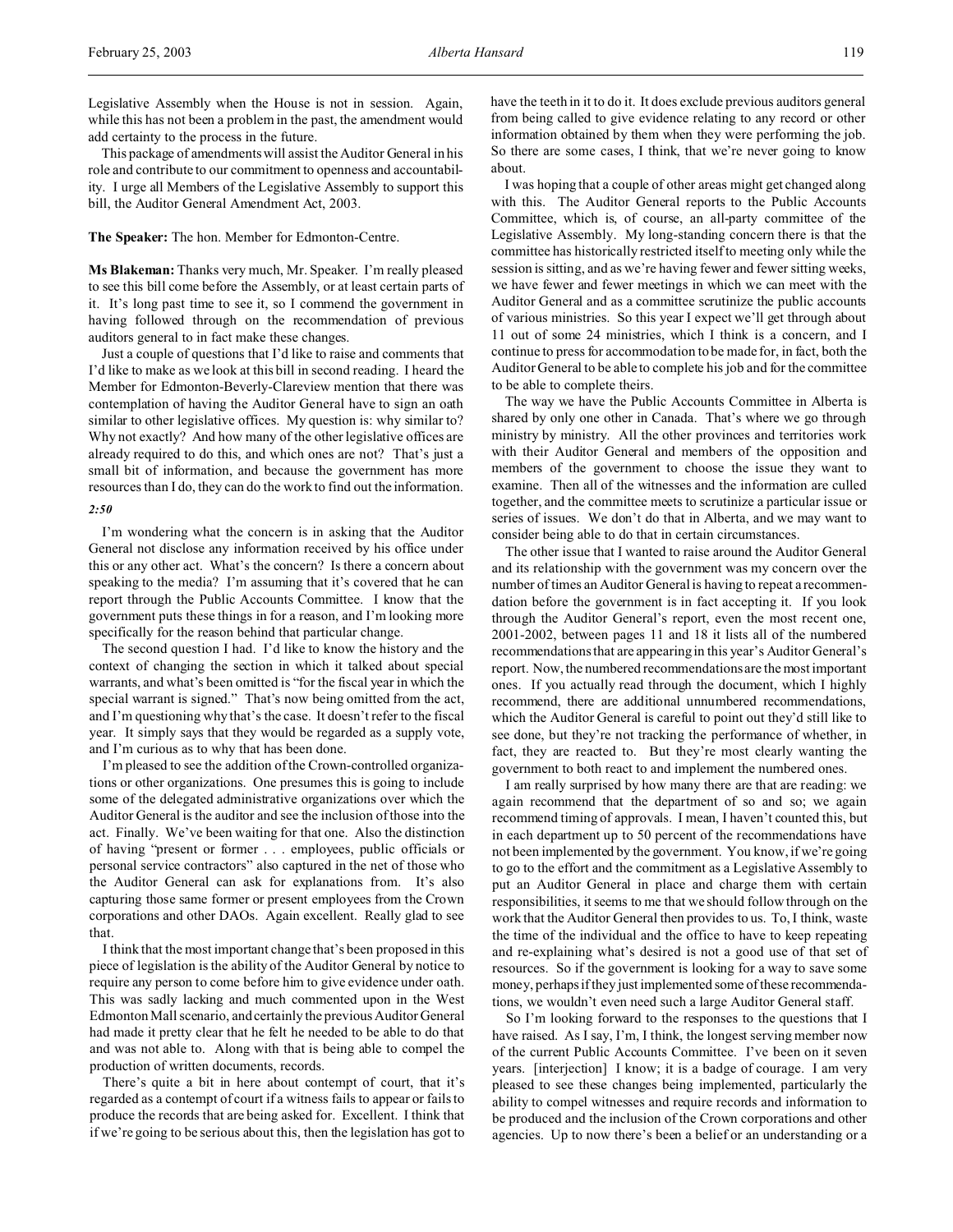Legislative Assembly when the House is not in session. Again, while this has not been a problem in the past, the amendment would add certainty to the process in the future.

This package of amendments will assist the Auditor General in his role and contribute to our commitment to openness and accountability. I urge all Members of the Legislative Assembly to support this bill, the Auditor General Amendment Act, 2003.

**The Speaker:** The hon. Member for Edmonton-Centre.

**Ms Blakeman:** Thanks very much, Mr. Speaker. I'm really pleased to see this bill come before the Assembly, or at least certain parts of it. It's long past time to see it, so I commend the government in having followed through on the recommendation of previous auditors general to in fact make these changes.

Just a couple of questions that I'd like to raise and comments that I'd like to make as we look at this bill in second reading. I heard the Member for Edmonton-Beverly-Clareview mention that there was contemplation of having the Auditor General have to sign an oath similar to other legislative offices. My question is: why similar to? Why not exactly? And how many of the other legislative offices are already required to do this, and which ones are not? That's just a small bit of information, and because the government has more resources than I do, they can do the work to find out the information.

*2:50*

I'm wondering what the concern is in asking that the Auditor General not disclose any information received by his office under this or any other act. What's the concern? Is there a concern about speaking to the media? I'm assuming that it's covered that he can report through the Public Accounts Committee. I know that the government puts these things in for a reason, and I'm looking more specifically for the reason behind that particular change.

The second question I had. I'd like to know the history and the context of changing the section in which it talked about special warrants, and what's been omitted is "for the fiscal year in which the special warrant is signed." That's now being omitted from the act, and I'm questioning why that's the case. It doesn't refer to the fiscal year. It simply says that they would be regarded as a supply vote, and I'm curious as to why that has been done.

I'm pleased to see the addition of the Crown-controlled organizations or other organizations. One presumes this is going to include some of the delegated administrative organizations over which the Auditor General is the auditor and see the inclusion of those into the act. Finally. We've been waiting for that one. Also the distinction of having "present or former . . . employees, public officials or personal service contractors" also captured in the net of those who the Auditor General can ask for explanations from. It's also capturing those same former or present employees from the Crown corporations and other DAOs. Again excellent. Really glad to see that.

I think that the most important change that's been proposed in this piece of legislation is the ability of the Auditor General by notice to require any person to come before him to give evidence under oath. This was sadly lacking and much commented upon in the West Edmonton Mall scenario, and certainly the previous Auditor General had made it pretty clear that he felt he needed to be able to do that and was not able to. Along with that is being able to compel the production of written documents, records.

There's quite a bit in here about contempt of court, that it's regarded as a contempt of court if a witness fails to appear or fails to produce the records that are being asked for. Excellent. I think that if we're going to be serious about this, then the legislation has got to have the teeth in it to do it. It does exclude previous auditors general from being called to give evidence relating to any record or other information obtained by them when they were performing the job. So there are some cases, I think, that we're never going to know about.

I was hoping that a couple of other areas might get changed along with this. The Auditor General reports to the Public Accounts Committee, which is, of course, an all-party committee of the Legislative Assembly. My long-standing concern there is that the committee has historically restricted itself to meeting only while the session is sitting, and as we're having fewer and fewer sitting weeks, we have fewer and fewer meetings in which we can meet with the Auditor General and as a committee scrutinize the public accounts of various ministries. So this year I expect we'll get through about 11 out of some 24 ministries, which I think is a concern, and I continue to press for accommodation to be made for, in fact, both the Auditor General to be able to complete his job and for the committee to be able to complete theirs.

The way we have the Public Accounts Committee in Alberta is shared by only one other in Canada. That's where we go through ministry by ministry. All the other provinces and territories work with their Auditor General and members of the opposition and members of the government to choose the issue they want to examine. Then all of the witnesses and the information are culled together, and the committee meets to scrutinize a particular issue or series of issues. We don't do that in Alberta, and we may want to consider being able to do that in certain circumstances.

The other issue that I wanted to raise around the Auditor General and its relationship with the government was my concern over the number of times an Auditor General is having to repeat a recommendation before the government is in fact accepting it. If you look through the Auditor General's report, even the most recent one, 2001-2002, between pages 11 and 18 it lists all of the numbered recommendations that are appearing in this year's Auditor General's report. Now, the numbered recommendations are the most important ones. If you actually read through the document, which I highly recommend, there are additional unnumbered recommendations, which the Auditor General is careful to point out they'd still like to see done, but they're not tracking the performance of whether, in fact, they are reacted to. But they're most clearly wanting the government to both react to and implement the numbered ones.

I am really surprised by how many there are that are reading: we again recommend that the department of so and so; we again recommend timing of approvals. I mean, I haven't counted this, but in each department up to 50 percent of the recommendations have not been implemented by the government. You know, if we're going to go to the effort and the commitment as a Legislative Assembly to put an Auditor General in place and charge them with certain responsibilities, it seems to me that we should follow through on the work that the Auditor General then provides to us. To, I think, waste the time of the individual and the office to have to keep repeating and re-explaining what's desired is not a good use of that set of resources. So if the government is looking for a way to save some money, perhaps if they just implemented some of these recommendations, we wouldn't even need such a large Auditor General staff.

So I'm looking forward to the responses to the questions that I have raised. As I say, I'm, I think, the longest serving member now of the current Public Accounts Committee. I've been on it seven years. [interjection] I know; it is a badge of courage. I am very pleased to see these changes being implemented, particularly the ability to compel witnesses and require records and information to be produced and the inclusion of the Crown corporations and other agencies. Up to now there's been a belief or an understanding or a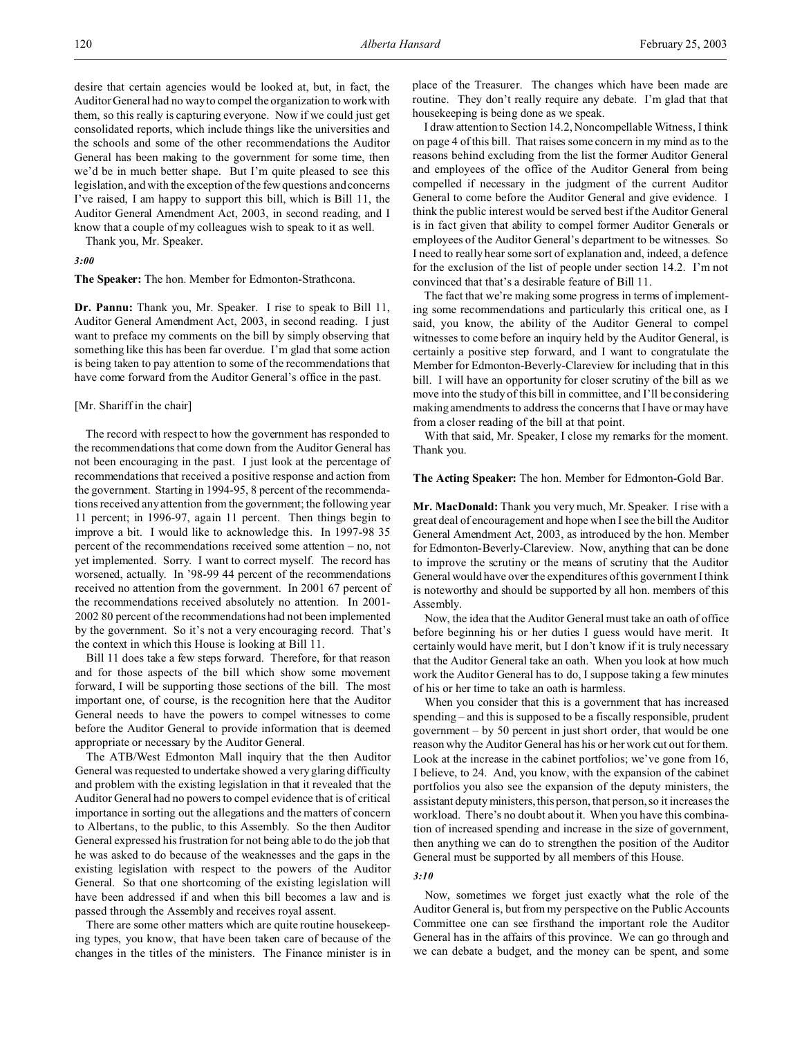desire that certain agencies would be looked at, but, in fact, the Auditor General had no way to compel the organization to work with them, so this really is capturing everyone. Now if we could just get consolidated reports, which include things like the universities and the schools and some of the other recommendations the Auditor General has been making to the government for some time, then we'd be in much better shape. But I'm quite pleased to see this legislation, and with the exception of the few questions and concerns I've raised, I am happy to support this bill, which is Bill 11, the Auditor General Amendment Act, 2003, in second reading, and I know that a couple of my colleagues wish to speak to it as well.

Thank you, Mr. Speaker.

*3:00*

**The Speaker:** The hon. Member for Edmonton-Strathcona.

**Dr. Pannu:** Thank you, Mr. Speaker. I rise to speak to Bill 11, Auditor General Amendment Act, 2003, in second reading. I just want to preface my comments on the bill by simply observing that something like this has been far overdue. I'm glad that some action is being taken to pay attention to some of the recommendations that have come forward from the Auditor General's office in the past.

[Mr. Shariff in the chair]

The record with respect to how the government has responded to the recommendations that come down from the Auditor General has not been encouraging in the past. I just look at the percentage of recommendations that received a positive response and action from the government. Starting in 1994-95, 8 percent of the recommendations received any attention from the government; the following year 11 percent; in 1996-97, again 11 percent. Then things begin to improve a bit. I would like to acknowledge this. In 1997-98 35 percent of the recommendations received some attention – no, not yet implemented. Sorry. I want to correct myself. The record has worsened, actually. In '98-99 44 percent of the recommendations received no attention from the government. In 2001 67 percent of the recommendations received absolutely no attention. In 2001-2002 80 percent of the recommendations had not been implemented by the government. So it's not a very encouraging record. That's the context in which this House is looking at Bill 11.

Bill 11 does take a few steps forward. Therefore, for that reason and for those aspects of the bill which show some movement forward, I will be supporting those sections of the bill. The most important one, of course, is the recognition here that the Auditor General needs to have the powers to compel witnesses to come before the Auditor General to provide information that is deemed appropriate or necessary by the Auditor General.

The ATB/West Edmonton Mall inquiry that the then Auditor General was requested to undertake showed a very glaring difficulty and problem with the existing legislation in that it revealed that the Auditor General had no powers to compel evidence that is of critical importance in sorting out the allegations and the matters of concern to Albertans, to the public, to this Assembly. So the then Auditor General expressed his frustration for not being able to do the job that he was asked to do because of the weaknesses and the gaps in the existing legislation with respect to the powers of the Auditor General. So that one shortcoming of the existing legislation will have been addressed if and when this bill becomes a law and is passed through the Assembly and receives royal assent.

There are some other matters which are quite routine housekeeping types, you know, that have been taken care of because of the changes in the titles of the ministers. The Finance minister is in place of the Treasurer. The changes which have been made are routine. They don't really require any debate. I'm glad that that housekeeping is being done as we speak.

I draw attention to Section 14.2, Noncompellable Witness, I think on page 4 of this bill. That raises some concern in my mind as to the reasons behind excluding from the list the former Auditor General and employees of the office of the Auditor General from being compelled if necessary in the judgment of the current Auditor General to come before the Auditor General and give evidence. I think the public interest would be served best if the Auditor General is in fact given that ability to compel former Auditor Generals or employees of the Auditor General's department to be witnesses. So I need to really hear some sort of explanation and, indeed, a defence for the exclusion of the list of people under section 14.2. I'm not convinced that that's a desirable feature of Bill 11.

The fact that we're making some progress in terms of implementing some recommendations and particularly this critical one, as I said, you know, the ability of the Auditor General to compel witnesses to come before an inquiry held by the Auditor General, is certainly a positive step forward, and I want to congratulate the Member for Edmonton-Beverly-Clareview for including that in this bill. I will have an opportunity for closer scrutiny of the bill as we move into the study of this bill in committee, and I'll be considering making amendments to address the concerns that I have or may have from a closer reading of the bill at that point.

With that said, Mr. Speaker, I close my remarks for the moment. Thank you.

**The Acting Speaker:** The hon. Member for Edmonton-Gold Bar.

**Mr. MacDonald:** Thank you very much, Mr. Speaker. I rise with a great deal of encouragement and hope when I see the bill the Auditor General Amendment Act, 2003, as introduced by the hon. Member for Edmonton-Beverly-Clareview. Now, anything that can be done to improve the scrutiny or the means of scrutiny that the Auditor General would have over the expenditures of this government I think is noteworthy and should be supported by all hon. members of this Assembly.

Now, the idea that the Auditor General must take an oath of office before beginning his or her duties I guess would have merit. It certainly would have merit, but I don't know if it is truly necessary that the Auditor General take an oath. When you look at how much work the Auditor General has to do, I suppose taking a few minutes of his or her time to take an oath is harmless.

When you consider that this is a government that has increased spending – and this is supposed to be a fiscally responsible, prudent government – by 50 percent in just short order, that would be one reason why the Auditor General has his or her work cut out for them. Look at the increase in the cabinet portfolios; we've gone from 16, I believe, to 24. And, you know, with the expansion of the cabinet portfolios you also see the expansion of the deputy ministers, the assistant deputy ministers, this person, that person, so it increases the workload. There's no doubt about it. When you have this combination of increased spending and increase in the size of government, then anything we can do to strengthen the position of the Auditor General must be supported by all members of this House.

*3:10*

Now, sometimes we forget just exactly what the role of the Auditor General is, but from my perspective on the Public Accounts Committee one can see firsthand the important role the Auditor General has in the affairs of this province. We can go through and we can debate a budget, and the money can be spent, and some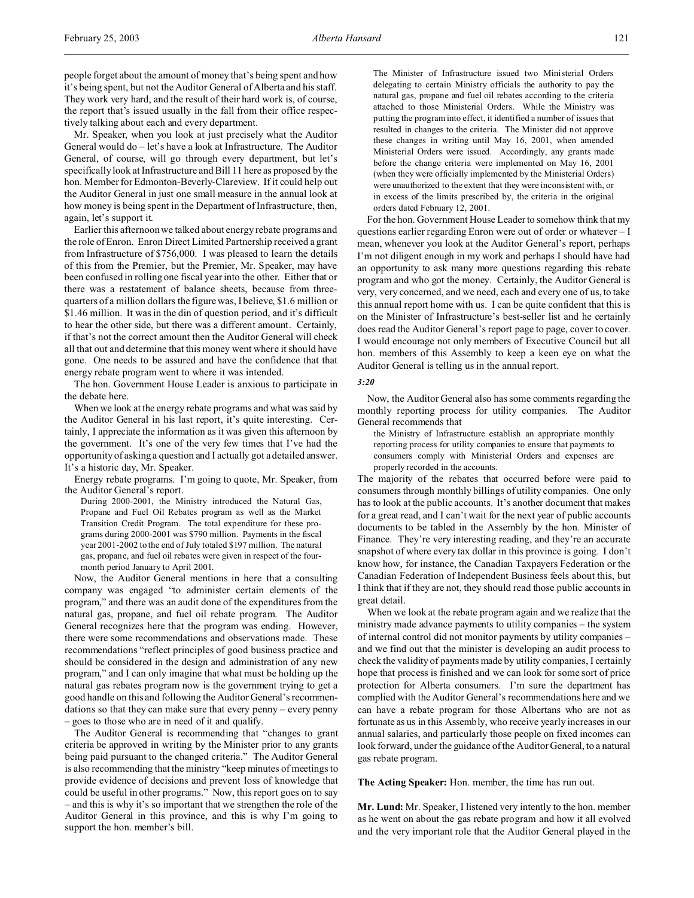people forget about the amount of money that's being spent and how it's being spent, but not the Auditor General of Alberta and his staff. They work very hard, and the result of their hard work is, of course, the report that's issued usually in the fall from their office respectively talking about each and every department.

Mr. Speaker, when you look at just precisely what the Auditor General would do – let's have a look at Infrastructure. The Auditor General, of course, will go through every department, but let's specifically look at Infrastructure and Bill 11 here as proposed by the hon. Member for Edmonton-Beverly-Clareview. If it could help out the Auditor General in just one small measure in the annual look at how money is being spent in the Department of Infrastructure, then, again, let's support it.

Earlier this afternoon we talked about energy rebate programs and the role of Enron. Enron Direct Limited Partnership received a grant from Infrastructure of $756,000. I was pleased to learn the details of this from the Premier, but the Premier, Mr. Speaker, may have been confused in rolling one fiscal year into the other. Either that or there was a restatement of balance sheets, because from three-quarters of a million dollars the figure was, I believe, $1.6 million or $1.46 million. It was in the din of question period, and it's difficult to hear the other side, but there was a different amount. Certainly, if that's not the correct amount then the Auditor General will check all that out and determine that this money went where it should have gone. One needs to be assured and have the confidence that that energy rebate program went to where it was intended.

The hon. Government House Leader is anxious to participate in the debate here.

When we look at the energy rebate programs and what was said by the Auditor General in his last report, it's quite interesting. Certainly, I appreciate the information as it was given this afternoon by the government. It's one of the very few times that I've had the opportunity of asking a question and I actually got a detailed answer. It's a historic day, Mr. Speaker.

Energy rebate programs. I'm going to quote, Mr. Speaker, from the Auditor General's report.

> During 2000-2001, the Ministry introduced the Natural Gas, Propane and Fuel Oil Rebates program as well as the Market Transition Credit Program. The total expenditure for these programs during 2000-2001 was $790 million. Payments in the fiscal year 2001-2002 to the end of July totaled $197 million. The natural gas, propane, and fuel oil rebates were given in respect of the four-month period January to April 2001.

Now, the Auditor General mentions in here that a consulting company was engaged "to administer certain elements of the program," and there was an audit done of the expenditures from the natural gas, propane, and fuel oil rebate program. The Auditor General recognizes here that the program was ending. However, there were some recommendations and observations made. These recommendations "reflect principles of good business practice and should be considered in the design and administration of any new program," and I can only imagine that what must be holding up the natural gas rebates program now is the government trying to get a good handle on this and following the Auditor General's recommendations so that they can make sure that every penny – every penny – goes to those who are in need of it and qualify.

The Auditor General is recommending that "changes to grant criteria be approved in writing by the Minister prior to any grants being paid pursuant to the changed criteria." The Auditor General is also recommending that the ministry "keep minutes of meetings to provide evidence of decisions and prevent loss of knowledge that could be useful in other programs." Now, this report goes on to say – and this is why it's so important that we strengthen the role of the Auditor General in this province, and this is why I'm going to support the hon. member's bill.

> The Minister of Infrastructure issued two Ministerial Orders delegating to certain Ministry officials the authority to pay the natural gas, propane and fuel oil rebates according to the criteria attached to those Ministerial Orders. While the Ministry was putting the program into effect, it identified a number of issues that resulted in changes to the criteria. The Minister did not approve these changes in writing until May 16, 2001, when amended Ministerial Orders were issued. Accordingly, any grants made before the change criteria were implemented on May 16, 2001 (when they were officially implemented by the Ministerial Orders) were unauthorized to the extent that they were inconsistent with, or in excess of the limits prescribed by, the criteria in the original orders dated February 12, 2001.

For the hon. Government House Leader to somehow think that my questions earlier regarding Enron were out of order or whatever – I mean, whenever you look at the Auditor General's report, perhaps I'm not diligent enough in my work and perhaps I should have had an opportunity to ask many more questions regarding this rebate program and who got the money. Certainly, the Auditor General is very, very concerned, and we need, each and every one of us, to take this annual report home with us. I can be quite confident that this is on the Minister of Infrastructure's best-seller list and he certainly does read the Auditor General's report page to page, cover to cover. I would encourage not only members of Executive Council but all hon. members of this Assembly to keep a keen eye on what the Auditor General is telling us in the annual report.

*3:20*

Now, the Auditor General also has some comments regarding the monthly reporting process for utility companies. The Auditor General recommends that

> the Ministry of Infrastructure establish an appropriate monthly reporting process for utility companies to ensure that payments to consumers comply with Ministerial Orders and expenses are properly recorded in the accounts.

The majority of the rebates that occurred before were paid to consumers through monthly billings of utility companies. One only has to look at the public accounts. It's another document that makes for a great read, and I can't wait for the next year of public accounts documents to be tabled in the Assembly by the hon. Minister of Finance. They're very interesting reading, and they're an accurate snapshot of where every tax dollar in this province is going. I don't know how, for instance, the Canadian Taxpayers Federation or the Canadian Federation of Independent Business feels about this, but I think that if they are not, they should read those public accounts in great detail.

When we look at the rebate program again and we realize that the ministry made advance payments to utility companies – the system of internal control did not monitor payments by utility companies – and we find out that the minister is developing an audit process to check the validity of payments made by utility companies, I certainly hope that process is finished and we can look for some sort of price protection for Alberta consumers. I'm sure the department has complied with the Auditor General's recommendations here and we can have a rebate program for those Albertans who are not as fortunate as us in this Assembly, who receive yearly increases in our annual salaries, and particularly those people on fixed incomes can look forward, under the guidance of the Auditor General, to a natural gas rebate program.

**The Acting Speaker:** Hon. member, the time has run out.

**Mr. Lund:** Mr. Speaker, I listened very intently to the hon. member as he went on about the gas rebate program and how it all evolved and the very important role that the Auditor General played in the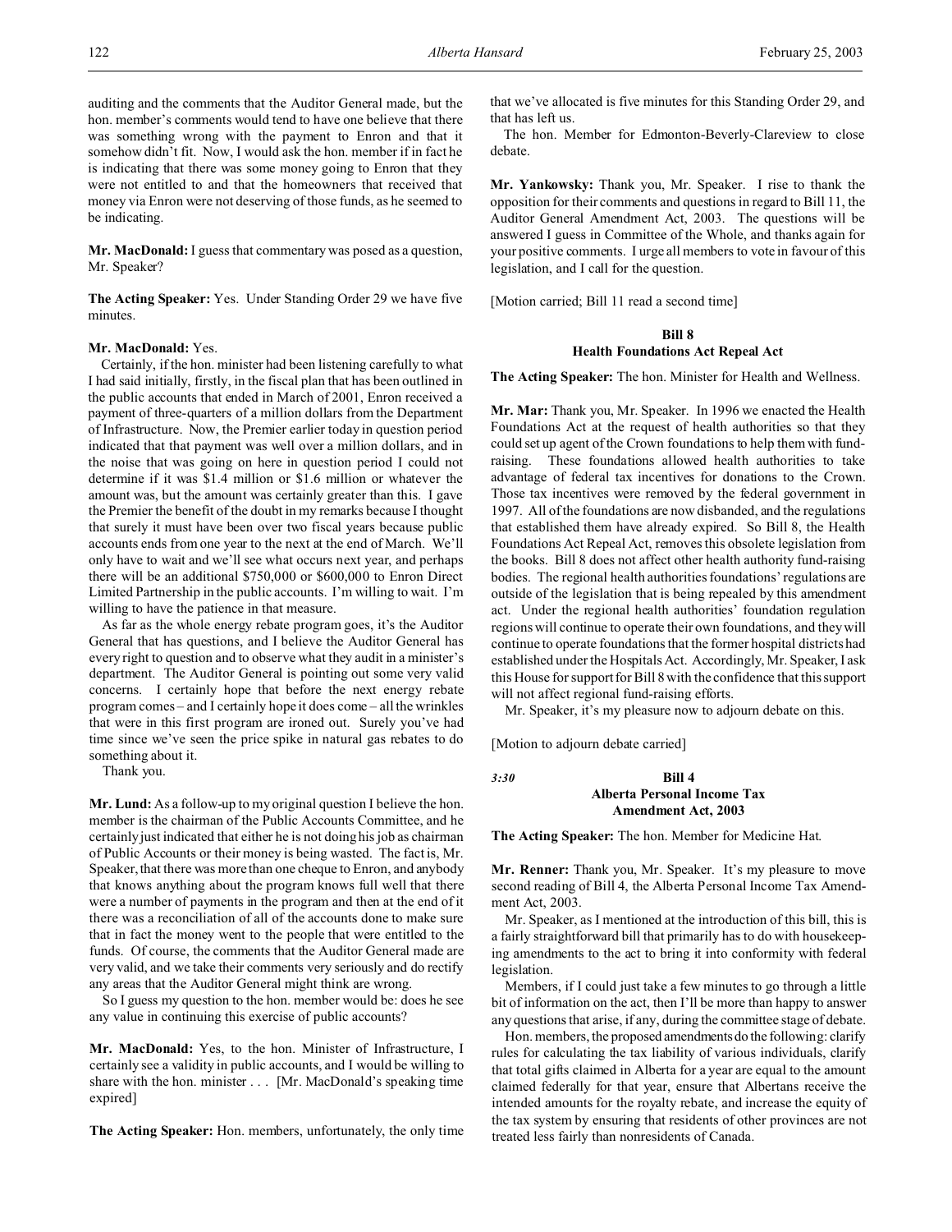auditing and the comments that the Auditor General made, but the hon. member's comments would tend to have one believe that there was something wrong with the payment to Enron and that it somehow didn't fit. Now, I would ask the hon. member if in fact he is indicating that there was some money going to Enron that they were not entitled to and that the homeowners that received that money via Enron were not deserving of those funds, as he seemed to be indicating.

**Mr. MacDonald:** I guess that commentary was posed as a question, Mr. Speaker?

**The Acting Speaker:** Yes. Under Standing Order 29 we have five minutes.

**Mr. MacDonald:** Yes.

Certainly, if the hon. minister had been listening carefully to what I had said initially, firstly, in the fiscal plan that has been outlined in the public accounts that ended in March of 2001, Enron received a payment of three-quarters of a million dollars from the Department of Infrastructure. Now, the Premier earlier today in question period indicated that that payment was well over a million dollars, and in the noise that was going on here in question period I could not determine if it was $1.4 million or $1.6 million or whatever the amount was, but the amount was certainly greater than this. I gave the Premier the benefit of the doubt in my remarks because I thought that surely it must have been over two fiscal years because public accounts ends from one year to the next at the end of March. We'll only have to wait and we'll see what occurs next year, and perhaps there will be an additional $750,000 or $600,000 to Enron Direct Limited Partnership in the public accounts. I'm willing to wait. I'm willing to have the patience in that measure.

As far as the whole energy rebate program goes, it's the Auditor General that has questions, and I believe the Auditor General has every right to question and to observe what they audit in a minister's department. The Auditor General is pointing out some very valid concerns. I certainly hope that before the next energy rebate program comes – and I certainly hope it does come – all the wrinkles that were in this first program are ironed out. Surely you've had time since we've seen the price spike in natural gas rebates to do something about it.

Thank you.

**Mr. Lund:** As a follow-up to my original question I believe the hon. member is the chairman of the Public Accounts Committee, and he certainly just indicated that either he is not doing his job as chairman of Public Accounts or their money is being wasted. The fact is, Mr. Speaker, that there was more than one cheque to Enron, and anybody that knows anything about the program knows full well that there were a number of payments in the program and then at the end of it there was a reconciliation of all of the accounts done to make sure that in fact the money went to the people that were entitled to the funds. Of course, the comments that the Auditor General made are very valid, and we take their comments very seriously and do rectify any areas that the Auditor General might think are wrong.

So I guess my question to the hon. member would be: does he see any value in continuing this exercise of public accounts?

**Mr. MacDonald:** Yes, to the hon. Minister of Infrastructure, I certainly see a validity in public accounts, and I would be willing to share with the hon. minister . . . [Mr. MacDonald's speaking time expired]

**The Acting Speaker:** Hon. members, unfortunately, the only time that we've allocated is five minutes for this Standing Order 29, and that has left us.

The hon. Member for Edmonton-Beverly-Clareview to close debate.

**Mr. Yankowsky:** Thank you, Mr. Speaker. I rise to thank the opposition for their comments and questions in regard to Bill 11, the Auditor General Amendment Act, 2003. The questions will be answered I guess in Committee of the Whole, and thanks again for your positive comments. I urge all members to vote in favour of this legislation, and I call for the question.

[Motion carried; Bill 11 read a second time]

### Bill 8
### Health Foundations Act Repeal Act

**The Acting Speaker:** The hon. Minister for Health and Wellness.

**Mr. Mar:** Thank you, Mr. Speaker. In 1996 we enacted the Health Foundations Act at the request of health authorities so that they could set up agent of the Crown foundations to help them with fund-raising. These foundations allowed health authorities to take advantage of federal tax incentives for donations to the Crown. Those tax incentives were removed by the federal government in 1997. All of the foundations are now disbanded, and the regulations that established them have already expired. So Bill 8, the Health Foundations Act Repeal Act, removes this obsolete legislation from the books. Bill 8 does not affect other health authority fund-raising bodies. The regional health authorities foundations' regulations are outside of the legislation that is being repealed by this amendment act. Under the regional health authorities' foundation regulation regions will continue to operate their own foundations, and they will continue to operate foundations that the former hospital districts had established under the Hospitals Act. Accordingly, Mr. Speaker, I ask this House for support for Bill 8 with the confidence that this support will not affect regional fund-raising efforts.

Mr. Speaker, it's my pleasure now to adjourn debate on this.

[Motion to adjourn debate carried]

*3:30*

### Bill 4
### Alberta Personal Income Tax Amendment Act, 2003

**The Acting Speaker:** The hon. Member for Medicine Hat.

**Mr. Renner:** Thank you, Mr. Speaker. It's my pleasure to move second reading of Bill 4, the Alberta Personal Income Tax Amendment Act, 2003.

Mr. Speaker, as I mentioned at the introduction of this bill, this is a fairly straightforward bill that primarily has to do with housekeeping amendments to the act to bring it into conformity with federal legislation.

Members, if I could just take a few minutes to go through a little bit of information on the act, then I'll be more than happy to answer any questions that arise, if any, during the committee stage of debate.

Hon. members, the proposed amendments do the following: clarify rules for calculating the tax liability of various individuals, clarify that total gifts claimed in Alberta for a year are equal to the amount claimed federally for that year, ensure that Albertans receive the intended amounts for the royalty rebate, and increase the equity of the tax system by ensuring that residents of other provinces are not treated less fairly than nonresidents of Canada.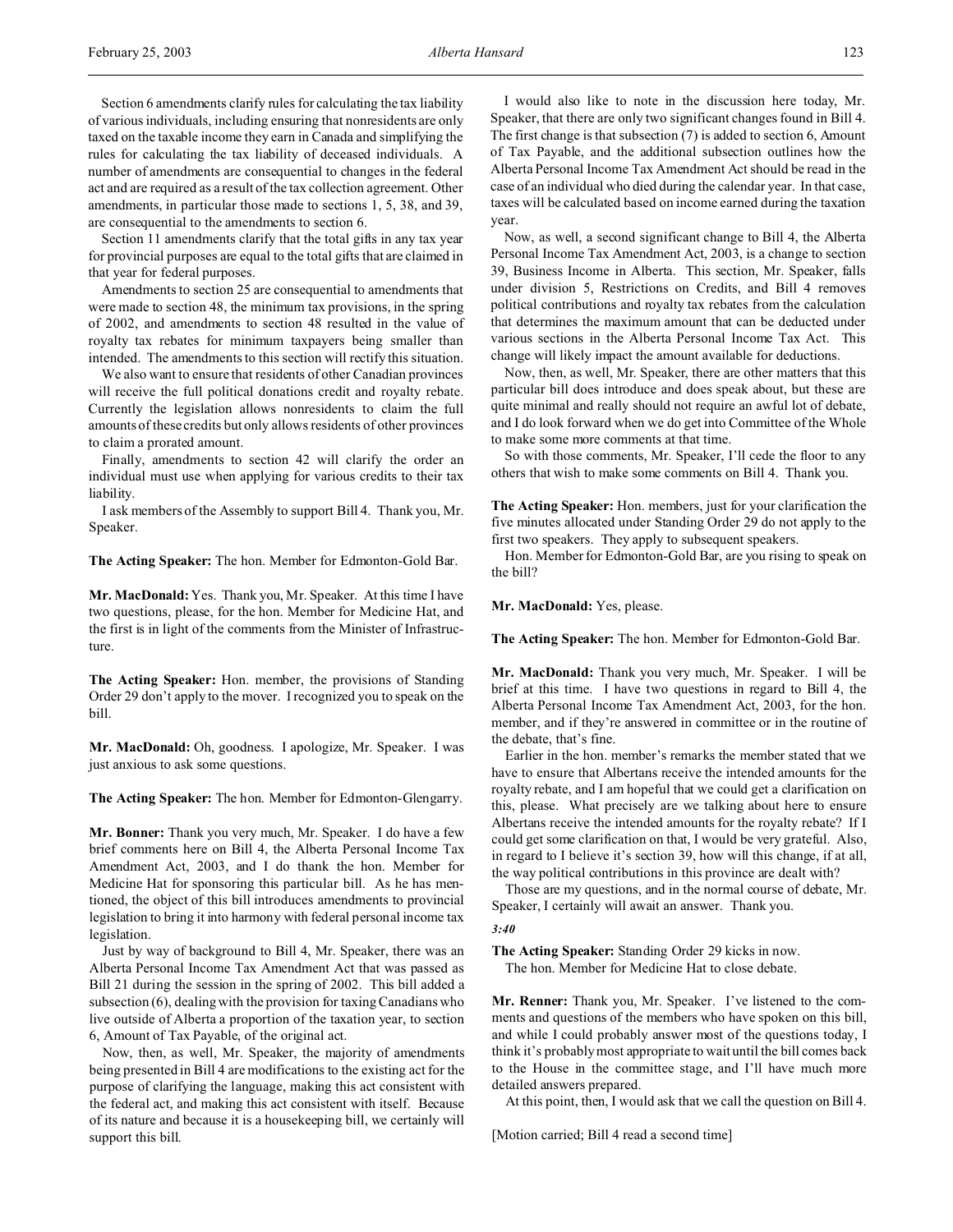Section 6 amendments clarify rules for calculating the tax liability of various individuals, including ensuring that nonresidents are only taxed on the taxable income they earn in Canada and simplifying the rules for calculating the tax liability of deceased individuals. A number of amendments are consequential to changes in the federal act and are required as a result of the tax collection agreement. Other amendments, in particular those made to sections 1, 5, 38, and 39, are consequential to the amendments to section 6.

Section 11 amendments clarify that the total gifts in any tax year for provincial purposes are equal to the total gifts that are claimed in that year for federal purposes.

Amendments to section 25 are consequential to amendments that were made to section 48, the minimum tax provisions, in the spring of 2002, and amendments to section 48 resulted in the value of royalty tax rebates for minimum taxpayers being smaller than intended. The amendments to this section will rectify this situation.

We also want to ensure that residents of other Canadian provinces will receive the full political donations credit and royalty rebate. Currently the legislation allows nonresidents to claim the full amounts of these credits but only allows residents of other provinces to claim a prorated amount.

Finally, amendments to section 42 will clarify the order an individual must use when applying for various credits to their tax liability.

I ask members of the Assembly to support Bill 4. Thank you, Mr. Speaker.

**The Acting Speaker:** The hon. Member for Edmonton-Gold Bar.

**Mr. MacDonald:** Yes. Thank you, Mr. Speaker. At this time I have two questions, please, for the hon. Member for Medicine Hat, and the first is in light of the comments from the Minister of Infrastructure.

**The Acting Speaker:** Hon. member, the provisions of Standing Order 29 don't apply to the mover. I recognized you to speak on the bill.

**Mr. MacDonald:** Oh, goodness. I apologize, Mr. Speaker. I was just anxious to ask some questions.

**The Acting Speaker:** The hon. Member for Edmonton-Glengarry.

**Mr. Bonner:** Thank you very much, Mr. Speaker. I do have a few brief comments here on Bill 4, the Alberta Personal Income Tax Amendment Act, 2003, and I do thank the hon. Member for Medicine Hat for sponsoring this particular bill. As he has mentioned, the object of this bill introduces amendments to provincial legislation to bring it into harmony with federal personal income tax legislation.

Just by way of background to Bill 4, Mr. Speaker, there was an Alberta Personal Income Tax Amendment Act that was passed as Bill 21 during the session in the spring of 2002. This bill added a subsection (6), dealing with the provision for taxing Canadians who live outside of Alberta a proportion of the taxation year, to section 6, Amount of Tax Payable, of the original act.

Now, then, as well, Mr. Speaker, the majority of amendments being presented in Bill 4 are modifications to the existing act for the purpose of clarifying the language, making this act consistent with the federal act, and making this act consistent with itself. Because of its nature and because it is a housekeeping bill, we certainly will support this bill.

I would also like to note in the discussion here today, Mr. Speaker, that there are only two significant changes found in Bill 4. The first change is that subsection (7) is added to section 6, Amount of Tax Payable, and the additional subsection outlines how the Alberta Personal Income Tax Amendment Act should be read in the case of an individual who died during the calendar year. In that case, taxes will be calculated based on income earned during the taxation year.

Now, as well, a second significant change to Bill 4, the Alberta Personal Income Tax Amendment Act, 2003, is a change to section 39, Business Income in Alberta. This section, Mr. Speaker, falls under division 5, Restrictions on Credits, and Bill 4 removes political contributions and royalty tax rebates from the calculation that determines the maximum amount that can be deducted under various sections in the Alberta Personal Income Tax Act. This change will likely impact the amount available for deductions.

Now, then, as well, Mr. Speaker, there are other matters that this particular bill does introduce and does speak about, but these are quite minimal and really should not require an awful lot of debate, and I do look forward when we do get into Committee of the Whole to make some more comments at that time.

So with those comments, Mr. Speaker, I'll cede the floor to any others that wish to make some comments on Bill 4. Thank you.

**The Acting Speaker:** Hon. members, just for your clarification the five minutes allocated under Standing Order 29 do not apply to the first two speakers. They apply to subsequent speakers.

Hon. Member for Edmonton-Gold Bar, are you rising to speak on the bill?

**Mr. MacDonald:** Yes, please.

**The Acting Speaker:** The hon. Member for Edmonton-Gold Bar.

**Mr. MacDonald:** Thank you very much, Mr. Speaker. I will be brief at this time. I have two questions in regard to Bill 4, the Alberta Personal Income Tax Amendment Act, 2003, for the hon. member, and if they're answered in committee or in the routine of the debate, that's fine.

Earlier in the hon. member's remarks the member stated that we have to ensure that Albertans receive the intended amounts for the royalty rebate, and I am hopeful that we could get a clarification on this, please. What precisely are we talking about here to ensure Albertans receive the intended amounts for the royalty rebate? If I could get some clarification on that, I would be very grateful. Also, in regard to I believe it's section 39, how will this change, if at all, the way political contributions in this province are dealt with?

Those are my questions, and in the normal course of debate, Mr. Speaker, I certainly will await an answer. Thank you.

*3:40*

**The Acting Speaker:** Standing Order 29 kicks in now.

The hon. Member for Medicine Hat to close debate.

**Mr. Renner:** Thank you, Mr. Speaker. I've listened to the comments and questions of the members who have spoken on this bill, and while I could probably answer most of the questions today, I think it's probably most appropriate to wait until the bill comes back to the House in the committee stage, and I'll have much more detailed answers prepared.

At this point, then, I would ask that we call the question on Bill 4.

[Motion carried; Bill 4 read a second time]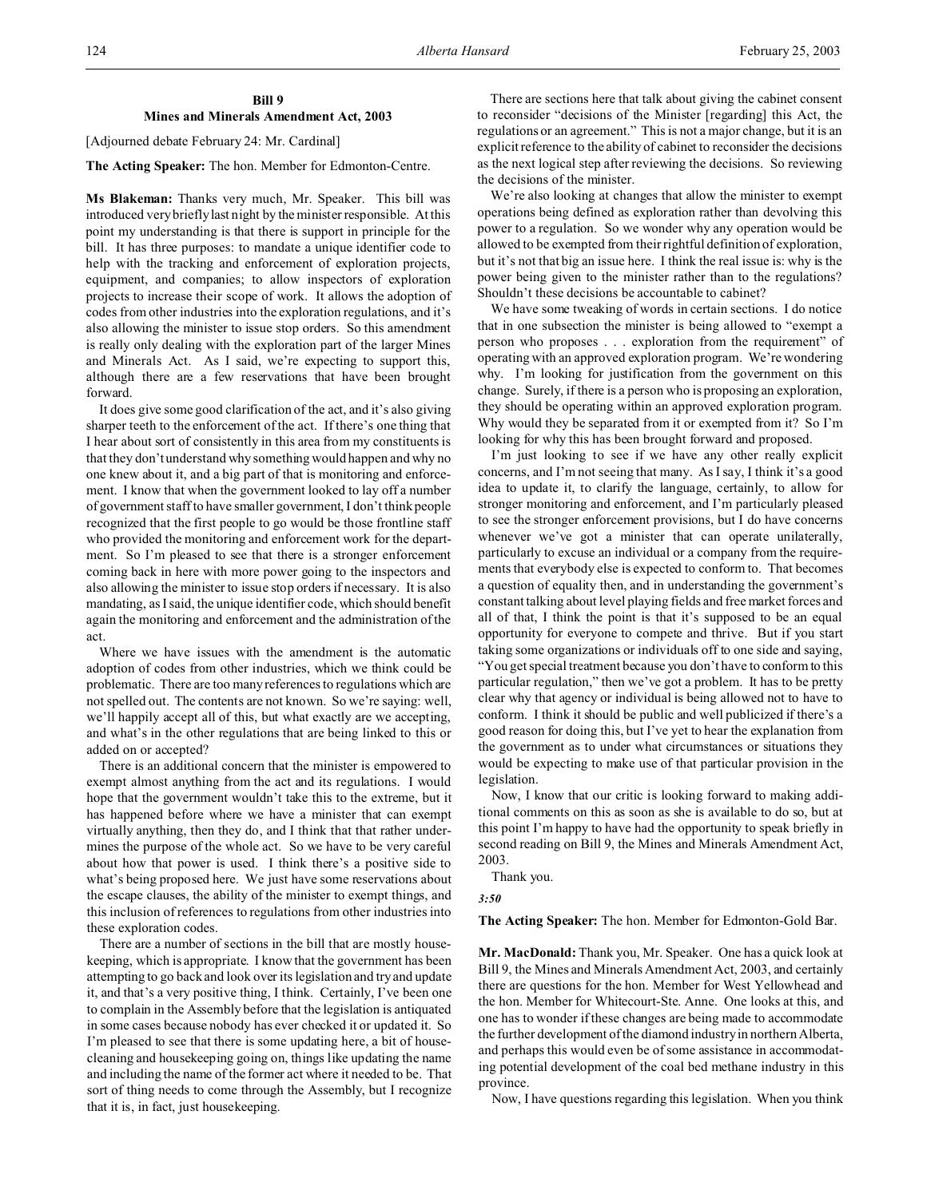## Bill 9
## Mines and Minerals Amendment Act, 2003

[Adjourned debate February 24: Mr. Cardinal]

**The Acting Speaker:** The hon. Member for Edmonton-Centre.

**Ms Blakeman:** Thanks very much, Mr. Speaker. This bill was introduced very briefly last night by the minister responsible. At this point my understanding is that there is support in principle for the bill. It has three purposes: to mandate a unique identifier code to help with the tracking and enforcement of exploration projects, equipment, and companies; to allow inspectors of exploration projects to increase their scope of work. It allows the adoption of codes from other industries into the exploration regulations, and it's also allowing the minister to issue stop orders. So this amendment is really only dealing with the exploration part of the larger Mines and Minerals Act. As I said, we're expecting to support this, although there are a few reservations that have been brought forward.

It does give some good clarification of the act, and it's also giving sharper teeth to the enforcement of the act. If there's one thing that I hear about sort of consistently in this area from my constituents is that they don't understand why something would happen and why no one knew about it, and a big part of that is monitoring and enforcement. I know that when the government looked to lay off a number of government staff to have smaller government, I don't think people recognized that the first people to go would be those frontline staff who provided the monitoring and enforcement work for the department. So I'm pleased to see that there is a stronger enforcement coming back in here with more power going to the inspectors and also allowing the minister to issue stop orders if necessary. It is also mandating, as I said, the unique identifier code, which should benefit again the monitoring and enforcement and the administration of the act.

Where we have issues with the amendment is the automatic adoption of codes from other industries, which we think could be problematic. There are too many references to regulations which are not spelled out. The contents are not known. So we're saying: well, we'll happily accept all of this, but what exactly are we accepting, and what's in the other regulations that are being linked to this or added on or accepted?

There is an additional concern that the minister is empowered to exempt almost anything from the act and its regulations. I would hope that the government wouldn't take this to the extreme, but it has happened before where we have a minister that can exempt virtually anything, then they do, and I think that that rather undermines the purpose of the whole act. So we have to be very careful about how that power is used. I think there's a positive side to what's being proposed here. We just have some reservations about the escape clauses, the ability of the minister to exempt things, and this inclusion of references to regulations from other industries into these exploration codes.

There are a number of sections in the bill that are mostly housekeeping, which is appropriate. I know that the government has been attempting to go back and look over its legislation and try and update it, and that's a very positive thing, I think. Certainly, I've been one to complain in the Assembly before that the legislation is antiquated in some cases because nobody has ever checked it or updated it. So I'm pleased to see that there is some updating here, a bit of housecleaning and housekeeping going on, things like updating the name and including the name of the former act where it needed to be. That sort of thing needs to come through the Assembly, but I recognize that it is, in fact, just housekeeping.

There are sections here that talk about giving the cabinet consent to reconsider "decisions of the Minister [regarding] this Act, the regulations or an agreement." This is not a major change, but it is an explicit reference to the ability of cabinet to reconsider the decisions as the next logical step after reviewing the decisions. So reviewing the decisions of the minister.

We're also looking at changes that allow the minister to exempt operations being defined as exploration rather than devolving this power to a regulation. So we wonder why any operation would be allowed to be exempted from their rightful definition of exploration, but it's not that big an issue here. I think the real issue is: why is the power being given to the minister rather than to the regulations? Shouldn't these decisions be accountable to cabinet?

We have some tweaking of words in certain sections. I do notice that in one subsection the minister is being allowed to "exempt a person who proposes . . . exploration from the requirement" of operating with an approved exploration program. We're wondering why. I'm looking for justification from the government on this change. Surely, if there is a person who is proposing an exploration, they should be operating within an approved exploration program. Why would they be separated from it or exempted from it? So I'm looking for why this has been brought forward and proposed.

I'm just looking to see if we have any other really explicit concerns, and I'm not seeing that many. As I say, I think it's a good idea to update it, to clarify the language, certainly, to allow for stronger monitoring and enforcement, and I'm particularly pleased to see the stronger enforcement provisions, but I do have concerns whenever we've got a minister that can operate unilaterally, particularly to excuse an individual or a company from the requirements that everybody else is expected to conform to. That becomes a question of equality then, and in understanding the government's constant talking about level playing fields and free market forces and all of that, I think the point is that it's supposed to be an equal opportunity for everyone to compete and thrive. But if you start taking some organizations or individuals off to one side and saying, "You get special treatment because you don't have to conform to this particular regulation," then we've got a problem. It has to be pretty clear why that agency or individual is being allowed not to have to conform. I think it should be public and well publicized if there's a good reason for doing this, but I've yet to hear the explanation from the government as to under what circumstances or situations they would be expecting to make use of that particular provision in the legislation.

Now, I know that our critic is looking forward to making additional comments on this as soon as she is available to do so, but at this point I'm happy to have had the opportunity to speak briefly in second reading on Bill 9, the Mines and Minerals Amendment Act, 2003.

Thank you.

*3:50*

**The Acting Speaker:** The hon. Member for Edmonton-Gold Bar.

**Mr. MacDonald:** Thank you, Mr. Speaker. One has a quick look at Bill 9, the Mines and Minerals Amendment Act, 2003, and certainly there are questions for the hon. Member for West Yellowhead and the hon. Member for Whitecourt-Ste. Anne. One looks at this, and one has to wonder if these changes are being made to accommodate the further development of the diamond industry in northern Alberta, and perhaps this would even be of some assistance in accommodating potential development of the coal bed methane industry in this province.

Now, I have questions regarding this legislation. When you think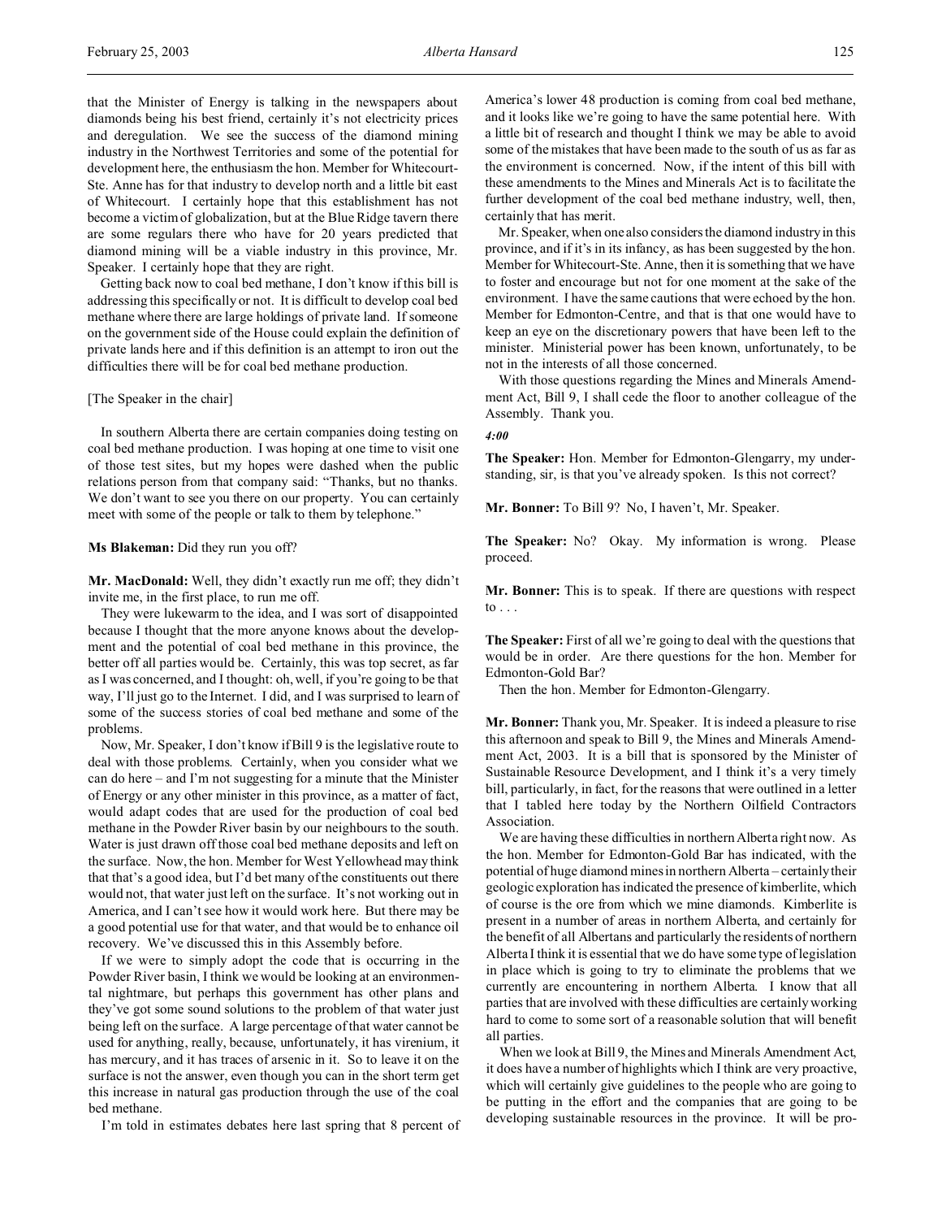that the Minister of Energy is talking in the newspapers about diamonds being his best friend, certainly it's not electricity prices and deregulation. We see the success of the diamond mining industry in the Northwest Territories and some of the potential for development here, the enthusiasm the hon. Member for Whitecourt-Ste. Anne has for that industry to develop north and a little bit east of Whitecourt. I certainly hope that this establishment has not become a victim of globalization, but at the Blue Ridge tavern there are some regulars there who have for 20 years predicted that diamond mining will be a viable industry in this province, Mr. Speaker. I certainly hope that they are right.

Getting back now to coal bed methane, I don't know if this bill is addressing this specifically or not. It is difficult to develop coal bed methane where there are large holdings of private land. If someone on the government side of the House could explain the definition of private lands here and if this definition is an attempt to iron out the difficulties there will be for coal bed methane production.

[The Speaker in the chair]

In southern Alberta there are certain companies doing testing on coal bed methane production. I was hoping at one time to visit one of those test sites, but my hopes were dashed when the public relations person from that company said: "Thanks, but no thanks. We don't want to see you there on our property. You can certainly meet with some of the people or talk to them by telephone."

**Ms Blakeman:** Did they run you off?

**Mr. MacDonald:** Well, they didn't exactly run me off; they didn't invite me, in the first place, to run me off.

They were lukewarm to the idea, and I was sort of disappointed because I thought that the more anyone knows about the development and the potential of coal bed methane in this province, the better off all parties would be. Certainly, this was top secret, as far as I was concerned, and I thought: oh, well, if you're going to be that way, I'll just go to the Internet. I did, and I was surprised to learn of some of the success stories of coal bed methane and some of the problems.

Now, Mr. Speaker, I don't know if Bill 9 is the legislative route to deal with those problems. Certainly, when you consider what we can do here – and I'm not suggesting for a minute that the Minister of Energy or any other minister in this province, as a matter of fact, would adapt codes that are used for the production of coal bed methane in the Powder River basin by our neighbours to the south. Water is just drawn off those coal bed methane deposits and left on the surface. Now, the hon. Member for West Yellowhead may think that that's a good idea, but I'd bet many of the constituents out there would not, that water just left on the surface. It's not working out in America, and I can't see how it would work here. But there may be a good potential use for that water, and that would be to enhance oil recovery. We've discussed this in this Assembly before.

If we were to simply adopt the code that is occurring in the Powder River basin, I think we would be looking at an environmental nightmare, but perhaps this government has other plans and they've got some sound solutions to the problem of that water just being left on the surface. A large percentage of that water cannot be used for anything, really, because, unfortunately, it has virenium, it has mercury, and it has traces of arsenic in it. So to leave it on the surface is not the answer, even though you can in the short term get this increase in natural gas production through the use of the coal bed methane.

I'm told in estimates debates here last spring that 8 percent of America's lower 48 production is coming from coal bed methane, and it looks like we're going to have the same potential here. With a little bit of research and thought I think we may be able to avoid some of the mistakes that have been made to the south of us as far as the environment is concerned. Now, if the intent of this bill with these amendments to the Mines and Minerals Act is to facilitate the further development of the coal bed methane industry, well, then, certainly that has merit.

Mr. Speaker, when one also considers the diamond industry in this province, and if it's in its infancy, as has been suggested by the hon. Member for Whitecourt-Ste. Anne, then it is something that we have to foster and encourage but not for one moment at the sake of the environment. I have the same cautions that were echoed by the hon. Member for Edmonton-Centre, and that is that one would have to keep an eye on the discretionary powers that have been left to the minister. Ministerial power has been known, unfortunately, to be not in the interests of all those concerned.

With those questions regarding the Mines and Minerals Amendment Act, Bill 9, I shall cede the floor to another colleague of the Assembly. Thank you.

*4:00*

**The Speaker:** Hon. Member for Edmonton-Glengarry, my understanding, sir, is that you've already spoken. Is this not correct?

**Mr. Bonner:** To Bill 9? No, I haven't, Mr. Speaker.

**The Speaker:** No? Okay. My information is wrong. Please proceed.

**Mr. Bonner:** This is to speak. If there are questions with respect to . . .

**The Speaker:** First of all we're going to deal with the questions that would be in order. Are there questions for the hon. Member for Edmonton-Gold Bar?

Then the hon. Member for Edmonton-Glengarry.

**Mr. Bonner:** Thank you, Mr. Speaker. It is indeed a pleasure to rise this afternoon and speak to Bill 9, the Mines and Minerals Amendment Act, 2003. It is a bill that is sponsored by the Minister of Sustainable Resource Development, and I think it's a very timely bill, particularly, in fact, for the reasons that were outlined in a letter that I tabled here today by the Northern Oilfield Contractors Association.

We are having these difficulties in northern Alberta right now. As the hon. Member for Edmonton-Gold Bar has indicated, with the potential of huge diamond mines in northern Alberta – certainly their geologic exploration has indicated the presence of kimberlite, which of course is the ore from which we mine diamonds. Kimberlite is present in a number of areas in northern Alberta, and certainly for the benefit of all Albertans and particularly the residents of northern Alberta I think it is essential that we do have some type of legislation in place which is going to try to eliminate the problems that we currently are encountering in northern Alberta. I know that all parties that are involved with these difficulties are certainly working hard to come to some sort of a reasonable solution that will benefit all parties.

When we look at Bill 9, the Mines and Minerals Amendment Act, it does have a number of highlights which I think are very proactive, which will certainly give guidelines to the people who are going to be putting in the effort and the companies that are going to be developing sustainable resources in the province. It will be pro-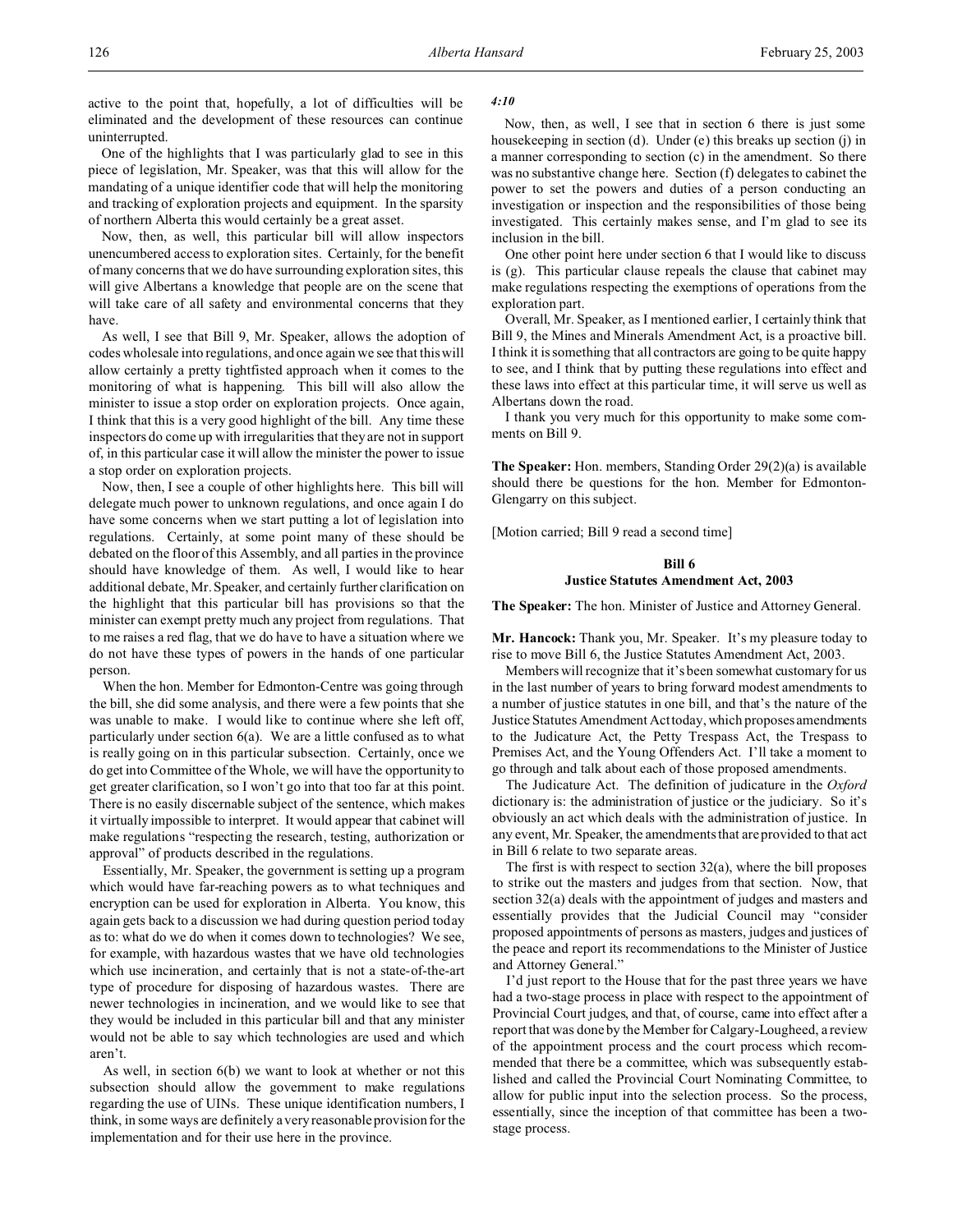active to the point that, hopefully, a lot of difficulties will be eliminated and the development of these resources can continue uninterrupted.

One of the highlights that I was particularly glad to see in this piece of legislation, Mr. Speaker, was that this will allow for the mandating of a unique identifier code that will help the monitoring and tracking of exploration projects and equipment. In the sparsity of northern Alberta this would certainly be a great asset.

Now, then, as well, this particular bill will allow inspectors unencumbered access to exploration sites. Certainly, for the benefit of many concerns that we do have surrounding exploration sites, this will give Albertans a knowledge that people are on the scene that will take care of all safety and environmental concerns that they have.

As well, I see that Bill 9, Mr. Speaker, allows the adoption of codes wholesale into regulations, and once again we see that this will allow certainly a pretty tightfisted approach when it comes to the monitoring of what is happening. This bill will also allow the minister to issue a stop order on exploration projects. Once again, I think that this is a very good highlight of the bill. Any time these inspectors do come up with irregularities that they are not in support of, in this particular case it will allow the minister the power to issue a stop order on exploration projects.

Now, then, I see a couple of other highlights here. This bill will delegate much power to unknown regulations, and once again I do have some concerns when we start putting a lot of legislation into regulations. Certainly, at some point many of these should be debated on the floor of this Assembly, and all parties in the province should have knowledge of them. As well, I would like to hear additional debate, Mr. Speaker, and certainly further clarification on the highlight that this particular bill has provisions so that the minister can exempt pretty much any project from regulations. That to me raises a red flag, that we do have to have a situation where we do not have these types of powers in the hands of one particular person.

When the hon. Member for Edmonton-Centre was going through the bill, she did some analysis, and there were a few points that she was unable to make. I would like to continue where she left off, particularly under section 6(a). We are a little confused as to what is really going on in this particular subsection. Certainly, once we do get into Committee of the Whole, we will have the opportunity to get greater clarification, so I won't go into that too far at this point. There is no easily discernable subject of the sentence, which makes it virtually impossible to interpret. It would appear that cabinet will make regulations "respecting the research, testing, authorization or approval" of products described in the regulations.

Essentially, Mr. Speaker, the government is setting up a program which would have far-reaching powers as to what techniques and encryption can be used for exploration in Alberta. You know, this again gets back to a discussion we had during question period today as to: what do we do when it comes down to technologies? We see, for example, with hazardous wastes that we have old technologies which use incineration, and certainly that is not a state-of-the-art type of procedure for disposing of hazardous wastes. There are newer technologies in incineration, and we would like to see that they would be included in this particular bill and that any minister would not be able to say which technologies are used and which aren't.

As well, in section 6(b) we want to look at whether or not this subsection should allow the government to make regulations regarding the use of UINs. These unique identification numbers, I think, in some ways are definitely a very reasonable provision for the implementation and for their use here in the province.

*4:10*

Now, then, as well, I see that in section 6 there is just some housekeeping in section (d). Under (e) this breaks up section (j) in a manner corresponding to section (c) in the amendment. So there was no substantive change here. Section (f) delegates to cabinet the power to set the powers and duties of a person conducting an investigation or inspection and the responsibilities of those being investigated. This certainly makes sense, and I'm glad to see its inclusion in the bill.

One other point here under section 6 that I would like to discuss is (g). This particular clause repeals the clause that cabinet may make regulations respecting the exemptions of operations from the exploration part.

Overall, Mr. Speaker, as I mentioned earlier, I certainly think that Bill 9, the Mines and Minerals Amendment Act, is a proactive bill. I think it is something that all contractors are going to be quite happy to see, and I think that by putting these regulations into effect and these laws into effect at this particular time, it will serve us well as Albertans down the road.

I thank you very much for this opportunity to make some comments on Bill 9.

**The Speaker:** Hon. members, Standing Order 29(2)(a) is available should there be questions for the hon. Member for Edmonton-Glengarry on this subject.

[Motion carried; Bill 9 read a second time]

## Bill 6
## Justice Statutes Amendment Act, 2003

**The Speaker:** The hon. Minister of Justice and Attorney General.

**Mr. Hancock:** Thank you, Mr. Speaker. It's my pleasure today to rise to move Bill 6, the Justice Statutes Amendment Act, 2003.

Members will recognize that it's been somewhat customary for us in the last number of years to bring forward modest amendments to a number of justice statutes in one bill, and that's the nature of the Justice Statutes Amendment Act today, which proposes amendments to the Judicature Act, the Petty Trespass Act, the Trespass to Premises Act, and the Young Offenders Act. I'll take a moment to go through and talk about each of those proposed amendments.

The Judicature Act. The definition of judicature in the *Oxford* dictionary is: the administration of justice or the judiciary. So it's obviously an act which deals with the administration of justice. In any event, Mr. Speaker, the amendments that are provided to that act in Bill 6 relate to two separate areas.

The first is with respect to section 32(a), where the bill proposes to strike out the masters and judges from that section. Now, that section 32(a) deals with the appointment of judges and masters and essentially provides that the Judicial Council may "consider proposed appointments of persons as masters, judges and justices of the peace and report its recommendations to the Minister of Justice and Attorney General."

I'd just report to the House that for the past three years we have had a two-stage process in place with respect to the appointment of Provincial Court judges, and that, of course, came into effect after a report that was done by the Member for Calgary-Lougheed, a review of the appointment process and the court process which recommended that there be a committee, which was subsequently established and called the Provincial Court Nominating Committee, to allow for public input into the selection process. So the process, essentially, since the inception of that committee has been a two-stage process.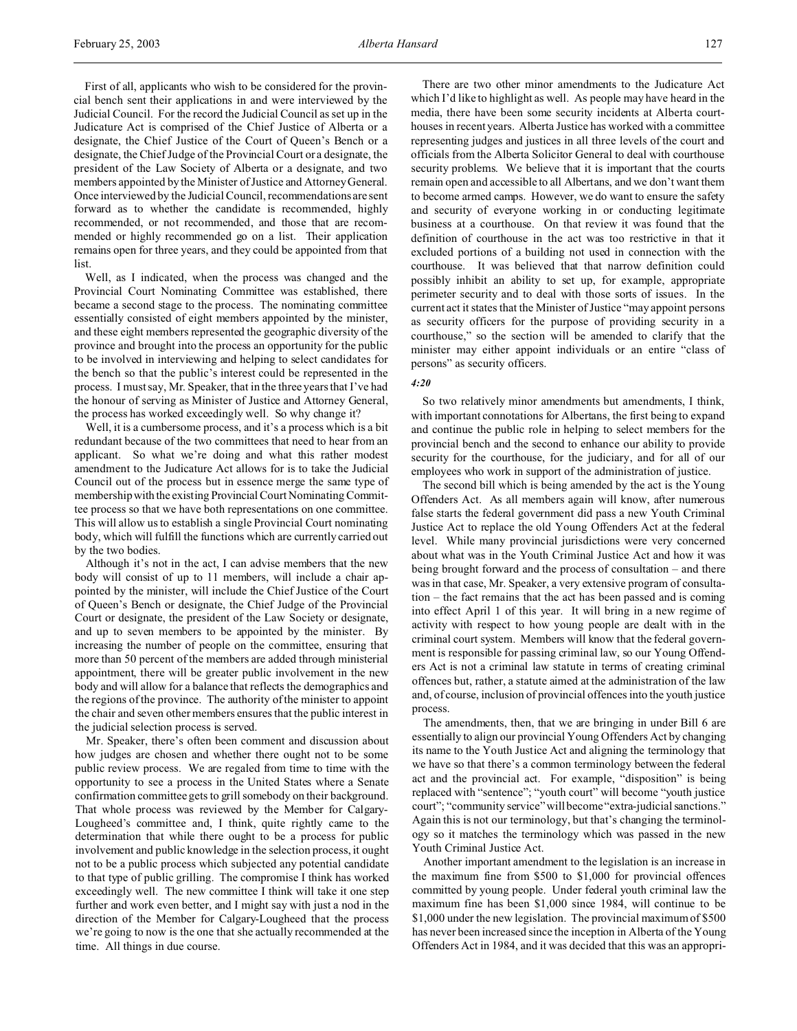First of all, applicants who wish to be considered for the provincial bench sent their applications in and were interviewed by the Judicial Council. For the record the Judicial Council as set up in the Judicature Act is comprised of the Chief Justice of Alberta or a designate, the Chief Justice of the Court of Queen's Bench or a designate, the Chief Judge of the Provincial Court or a designate, the president of the Law Society of Alberta or a designate, and two members appointed by the Minister of Justice and Attorney General. Once interviewed by the Judicial Council, recommendations are sent forward as to whether the candidate is recommended, highly recommended, or not recommended, and those that are recommended or highly recommended go on a list. Their application remains open for three years, and they could be appointed from that list.

Well, as I indicated, when the process was changed and the Provincial Court Nominating Committee was established, there became a second stage to the process. The nominating committee essentially consisted of eight members appointed by the minister, and these eight members represented the geographic diversity of the province and brought into the process an opportunity for the public to be involved in interviewing and helping to select candidates for the bench so that the public's interest could be represented in the process. I must say, Mr. Speaker, that in the three years that I've had the honour of serving as Minister of Justice and Attorney General, the process has worked exceedingly well. So why change it?

Well, it is a cumbersome process, and it's a process which is a bit redundant because of the two committees that need to hear from an applicant. So what we're doing and what this rather modest amendment to the Judicature Act allows for is to take the Judicial Council out of the process but in essence merge the same type of membership with the existing Provincial Court Nominating Committee process so that we have both representations on one committee. This will allow us to establish a single Provincial Court nominating body, which will fulfill the functions which are currently carried out by the two bodies.

Although it's not in the act, I can advise members that the new body will consist of up to 11 members, will include a chair appointed by the minister, will include the Chief Justice of the Court of Queen's Bench or designate, the Chief Judge of the Provincial Court or designate, the president of the Law Society or designate, and up to seven members to be appointed by the minister. By increasing the number of people on the committee, ensuring that more than 50 percent of the members are added through ministerial appointment, there will be greater public involvement in the new body and will allow for a balance that reflects the demographics and the regions of the province. The authority of the minister to appoint the chair and seven other members ensures that the public interest in the judicial selection process is served.

Mr. Speaker, there's often been comment and discussion about how judges are chosen and whether there ought not to be some public review process. We are regaled from time to time with the opportunity to see a process in the United States where a Senate confirmation committee gets to grill somebody on their background. That whole process was reviewed by the Member for Calgary-Lougheed's committee and, I think, quite rightly came to the determination that while there ought to be a process for public involvement and public knowledge in the selection process, it ought not to be a public process which subjected any potential candidate to that type of public grilling. The compromise I think has worked exceedingly well. The new committee I think will take it one step further and work even better, and I might say with just a nod in the direction of the Member for Calgary-Lougheed that the process we're going to now is the one that she actually recommended at the time. All things in due course.

There are two other minor amendments to the Judicature Act which I'd like to highlight as well. As people may have heard in the media, there have been some security incidents at Alberta courthouses in recent years. Alberta Justice has worked with a committee representing judges and justices in all three levels of the court and officials from the Alberta Solicitor General to deal with courthouse security problems. We believe that it is important that the courts remain open and accessible to all Albertans, and we don't want them to become armed camps. However, we do want to ensure the safety and security of everyone working in or conducting legitimate business at a courthouse. On that review it was found that the definition of courthouse in the act was too restrictive in that it excluded portions of a building not used in connection with the courthouse. It was believed that that narrow definition could possibly inhibit an ability to set up, for example, appropriate perimeter security and to deal with those sorts of issues. In the current act it states that the Minister of Justice "may appoint persons as security officers for the purpose of providing security in a courthouse," so the section will be amended to clarify that the minister may either appoint individuals or an entire "class of persons" as security officers.

*4:20*

So two relatively minor amendments but amendments, I think, with important connotations for Albertans, the first being to expand and continue the public role in helping to select members for the provincial bench and the second to enhance our ability to provide security for the courthouse, for the judiciary, and for all of our employees who work in support of the administration of justice.

The second bill which is being amended by the act is the Young Offenders Act. As all members again will know, after numerous false starts the federal government did pass a new Youth Criminal Justice Act to replace the old Young Offenders Act at the federal level. While many provincial jurisdictions were very concerned about what was in the Youth Criminal Justice Act and how it was being brought forward and the process of consultation – and there was in that case, Mr. Speaker, a very extensive program of consultation – the fact remains that the act has been passed and is coming into effect April 1 of this year. It will bring in a new regime of activity with respect to how young people are dealt with in the criminal court system. Members will know that the federal government is responsible for passing criminal law, so our Young Offenders Act is not a criminal law statute in terms of creating criminal offences but, rather, a statute aimed at the administration of the law and, of course, inclusion of provincial offences into the youth justice process.

The amendments, then, that we are bringing in under Bill 6 are essentially to align our provincial Young Offenders Act by changing its name to the Youth Justice Act and aligning the terminology that we have so that there's a common terminology between the federal act and the provincial act. For example, "disposition" is being replaced with "sentence"; "youth court" will become "youth justice court"; "community service" will become "extra-judicial sanctions." Again this is not our terminology, but that's changing the terminology so it matches the terminology which was passed in the new Youth Criminal Justice Act.

Another important amendment to the legislation is an increase in the maximum fine from $500 to $1,000 for provincial offences committed by young people. Under federal youth criminal law the maximum fine has been $1,000 since 1984, will continue to be $1,000 under the new legislation. The provincial maximum of $500 has never been increased since the inception in Alberta of the Young Offenders Act in 1984, and it was decided that this was an appropri-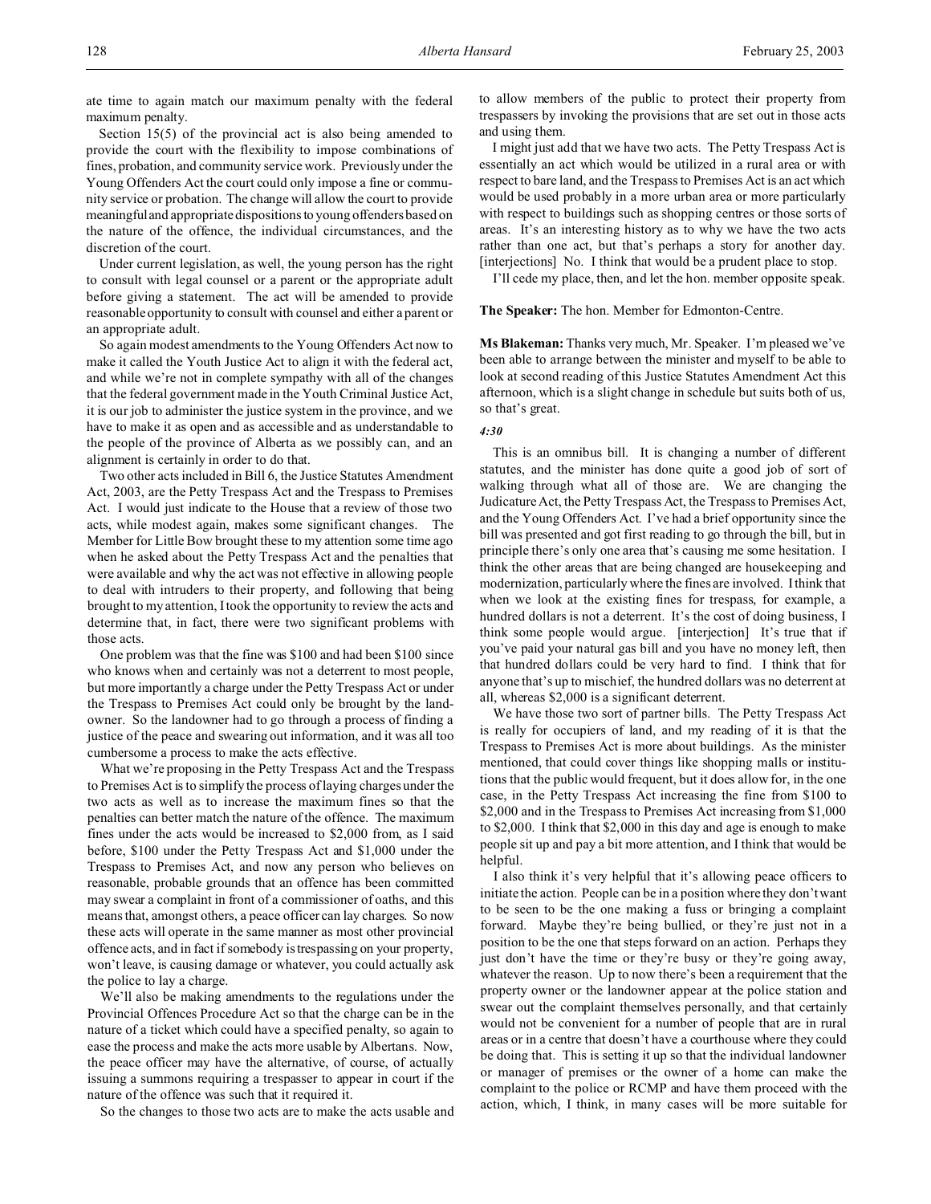ate time to again match our maximum penalty with the federal maximum penalty.

Section 15(5) of the provincial act is also being amended to provide the court with the flexibility to impose combinations of fines, probation, and community service work. Previously under the Young Offenders Act the court could only impose a fine or community service or probation. The change will allow the court to provide meaningful and appropriate dispositions to young offenders based on the nature of the offence, the individual circumstances, and the discretion of the court.

Under current legislation, as well, the young person has the right to consult with legal counsel or a parent or the appropriate adult before giving a statement. The act will be amended to provide reasonable opportunity to consult with counsel and either a parent or an appropriate adult.

So again modest amendments to the Young Offenders Act now to make it called the Youth Justice Act to align it with the federal act, and while we're not in complete sympathy with all of the changes that the federal government made in the Youth Criminal Justice Act, it is our job to administer the justice system in the province, and we have to make it as open and as accessible and as understandable to the people of the province of Alberta as we possibly can, and an alignment is certainly in order to do that.

Two other acts included in Bill 6, the Justice Statutes Amendment Act, 2003, are the Petty Trespass Act and the Trespass to Premises Act. I would just indicate to the House that a review of those two acts, while modest again, makes some significant changes. The Member for Little Bow brought these to my attention some time ago when he asked about the Petty Trespass Act and the penalties that were available and why the act was not effective in allowing people to deal with intruders to their property, and following that being brought to my attention, I took the opportunity to review the acts and determine that, in fact, there were two significant problems with those acts.

One problem was that the fine was $100 and had been $100 since who knows when and certainly was not a deterrent to most people, but more importantly a charge under the Petty Trespass Act or under the Trespass to Premises Act could only be brought by the landowner. So the landowner had to go through a process of finding a justice of the peace and swearing out information, and it was all too cumbersome a process to make the acts effective.

What we're proposing in the Petty Trespass Act and the Trespass to Premises Act is to simplify the process of laying charges under the two acts as well as to increase the maximum fines so that the penalties can better match the nature of the offence. The maximum fines under the acts would be increased to $2,000 from, as I said before, $100 under the Petty Trespass Act and $1,000 under the Trespass to Premises Act, and now any person who believes on reasonable, probable grounds that an offence has been committed may swear a complaint in front of a commissioner of oaths, and this means that, amongst others, a peace officer can lay charges. So now these acts will operate in the same manner as most other provincial offence acts, and in fact if somebody is trespassing on your property, won't leave, is causing damage or whatever, you could actually ask the police to lay a charge.

We'll also be making amendments to the regulations under the Provincial Offences Procedure Act so that the charge can be in the nature of a ticket which could have a specified penalty, so again to ease the process and make the acts more usable by Albertans. Now, the peace officer may have the alternative, of course, of actually issuing a summons requiring a trespasser to appear in court if the nature of the offence was such that it required it.

So the changes to those two acts are to make the acts usable and to allow members of the public to protect their property from trespassers by invoking the provisions that are set out in those acts and using them.

I might just add that we have two acts. The Petty Trespass Act is essentially an act which would be utilized in a rural area or with respect to bare land, and the Trespass to Premises Act is an act which would be used probably in a more urban area or more particularly with respect to buildings such as shopping centres or those sorts of areas. It's an interesting history as to why we have the two acts rather than one act, but that's perhaps a story for another day. [interjections] No. I think that would be a prudent place to stop.

I'll cede my place, then, and let the hon. member opposite speak.

**The Speaker:** The hon. Member for Edmonton-Centre.

**Ms Blakeman:** Thanks very much, Mr. Speaker. I'm pleased we've been able to arrange between the minister and myself to be able to look at second reading of this Justice Statutes Amendment Act this afternoon, which is a slight change in schedule but suits both of us, so that's great.

*4:30*

This is an omnibus bill. It is changing a number of different statutes, and the minister has done quite a good job of sort of walking through what all of those are. We are changing the Judicature Act, the Petty Trespass Act, the Trespass to Premises Act, and the Young Offenders Act. I've had a brief opportunity since the bill was presented and got first reading to go through the bill, but in principle there's only one area that's causing me some hesitation. I think the other areas that are being changed are housekeeping and modernization, particularly where the fines are involved. I think that when we look at the existing fines for trespass, for example, a hundred dollars is not a deterrent. It's the cost of doing business, I think some people would argue. [interjection] It's true that if you've paid your natural gas bill and you have no money left, then that hundred dollars could be very hard to find. I think that for anyone that's up to mischief, the hundred dollars was no deterrent at all, whereas $2,000 is a significant deterrent.

We have those two sort of partner bills. The Petty Trespass Act is really for occupiers of land, and my reading of it is that the Trespass to Premises Act is more about buildings. As the minister mentioned, that could cover things like shopping malls or institutions that the public would frequent, but it does allow for, in the one case, in the Petty Trespass Act increasing the fine from $100 to $2,000 and in the Trespass to Premises Act increasing from $1,000 to $2,000. I think that $2,000 in this day and age is enough to make people sit up and pay a bit more attention, and I think that would be helpful.

I also think it's very helpful that it's allowing peace officers to initiate the action. People can be in a position where they don't want to be seen to be the one making a fuss or bringing a complaint forward. Maybe they're being bullied, or they're just not in a position to be the one that steps forward on an action. Perhaps they just don't have the time or they're busy or they're going away, whatever the reason. Up to now there's been a requirement that the property owner or the landowner appear at the police station and swear out the complaint themselves personally, and that certainly would not be convenient for a number of people that are in rural areas or in a centre that doesn't have a courthouse where they could be doing that. This is setting it up so that the individual landowner or manager of premises or the owner of a home can make the complaint to the police or RCMP and have them proceed with the action, which, I think, in many cases will be more suitable for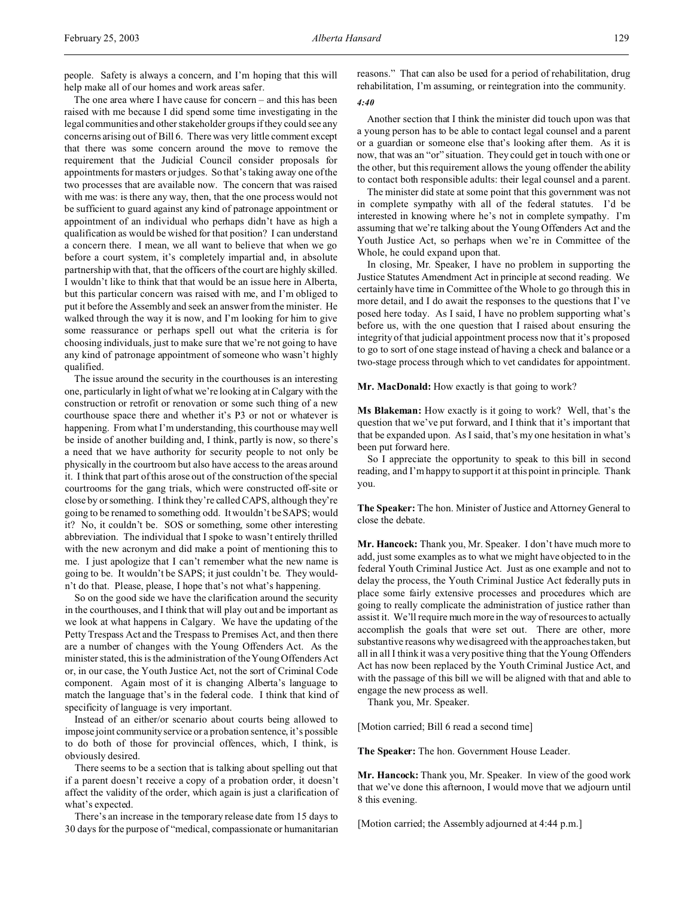people. Safety is always a concern, and I'm hoping that this will help make all of our homes and work areas safer.

The one area where I have cause for concern – and this has been raised with me because I did spend some time investigating in the legal communities and other stakeholder groups if they could see any concerns arising out of Bill 6. There was very little comment except that there was some concern around the move to remove the requirement that the Judicial Council consider proposals for appointments for masters or judges. So that's taking away one of the two processes that are available now. The concern that was raised with me was: is there any way, then, that the one process would not be sufficient to guard against any kind of patronage appointment or appointment of an individual who perhaps didn't have as high a qualification as would be wished for that position? I can understand a concern there. I mean, we all want to believe that when we go before a court system, it's completely impartial and, in absolute partnership with that, that the officers of the court are highly skilled. I wouldn't like to think that that would be an issue here in Alberta, but this particular concern was raised with me, and I'm obliged to put it before the Assembly and seek an answer from the minister. He walked through the way it is now, and I'm looking for him to give some reassurance or perhaps spell out what the criteria is for choosing individuals, just to make sure that we're not going to have any kind of patronage appointment of someone who wasn't highly qualified.

The issue around the security in the courthouses is an interesting one, particularly in light of what we're looking at in Calgary with the construction or retrofit or renovation or some such thing of a new courthouse space there and whether it's P3 or not or whatever is happening. From what I'm understanding, this courthouse may well be inside of another building and, I think, partly is now, so there's a need that we have authority for security people to not only be physically in the courtroom but also have access to the areas around it. I think that part of this arose out of the construction of the special courtrooms for the gang trials, which were constructed off-site or close by or something. I think they're called CAPS, although they're going to be renamed to something odd. It wouldn't be SAPS; would it? No, it couldn't be. SOS or something, some other interesting abbreviation. The individual that I spoke to wasn't entirely thrilled with the new acronym and did make a point of mentioning this to me. I just apologize that I can't remember what the new name is going to be. It wouldn't be SAPS; it just couldn't be. They wouldn't do that. Please, please, I hope that's not what's happening.

So on the good side we have the clarification around the security in the courthouses, and I think that will play out and be important as we look at what happens in Calgary. We have the updating of the Petty Trespass Act and the Trespass to Premises Act, and then there are a number of changes with the Young Offenders Act. As the minister stated, this is the administration of the Young Offenders Act or, in our case, the Youth Justice Act, not the sort of Criminal Code component. Again most of it is changing Alberta's language to match the language that's in the federal code. I think that kind of specificity of language is very important.

Instead of an either/or scenario about courts being allowed to impose joint community service or a probation sentence, it's possible to do both of those for provincial offences, which, I think, is obviously desired.

There seems to be a section that is talking about spelling out that if a parent doesn't receive a copy of a probation order, it doesn't affect the validity of the order, which again is just a clarification of what's expected.

There's an increase in the temporary release date from 15 days to 30 days for the purpose of "medical, compassionate or humanitarian reasons." That can also be used for a period of rehabilitation, drug rehabilitation, I'm assuming, or reintegration into the community.

*4:40*

Another section that I think the minister did touch upon was that a young person has to be able to contact legal counsel and a parent or a guardian or someone else that's looking after them. As it is now, that was an "or" situation. They could get in touch with one or the other, but this requirement allows the young offender the ability to contact both responsible adults: their legal counsel and a parent.

The minister did state at some point that this government was not in complete sympathy with all of the federal statutes. I'd be interested in knowing where he's not in complete sympathy. I'm assuming that we're talking about the Young Offenders Act and the Youth Justice Act, so perhaps when we're in Committee of the Whole, he could expand upon that.

In closing, Mr. Speaker, I have no problem in supporting the Justice Statutes Amendment Act in principle at second reading. We certainly have time in Committee of the Whole to go through this in more detail, and I do await the responses to the questions that I've posed here today. As I said, I have no problem supporting what's before us, with the one question that I raised about ensuring the integrity of that judicial appointment process now that it's proposed to go to sort of one stage instead of having a check and balance or a two-stage process through which to vet candidates for appointment.

**Mr. MacDonald:** How exactly is that going to work?

**Ms Blakeman:** How exactly is it going to work? Well, that's the question that we've put forward, and I think that it's important that that be expanded upon. As I said, that's my one hesitation in what's been put forward here.

So I appreciate the opportunity to speak to this bill in second reading, and I'm happy to support it at this point in principle. Thank you.

**The Speaker:** The hon. Minister of Justice and Attorney General to close the debate.

**Mr. Hancock:** Thank you, Mr. Speaker. I don't have much more to add, just some examples as to what we might have objected to in the federal Youth Criminal Justice Act. Just as one example and not to delay the process, the Youth Criminal Justice Act federally puts in place some fairly extensive processes and procedures which are going to really complicate the administration of justice rather than assist it. We'll require much more in the way of resources to actually accomplish the goals that were set out. There are other, more substantive reasons why we disagreed with the approaches taken, but all in all I think it was a very positive thing that the Young Offenders Act has now been replaced by the Youth Criminal Justice Act, and with the passage of this bill we will be aligned with that and able to engage the new process as well.

Thank you, Mr. Speaker.

[Motion carried; Bill 6 read a second time]

**The Speaker:** The hon. Government House Leader.

**Mr. Hancock:** Thank you, Mr. Speaker. In view of the good work that we've done this afternoon, I would move that we adjourn until 8 this evening.

[Motion carried; the Assembly adjourned at 4:44 p.m.]